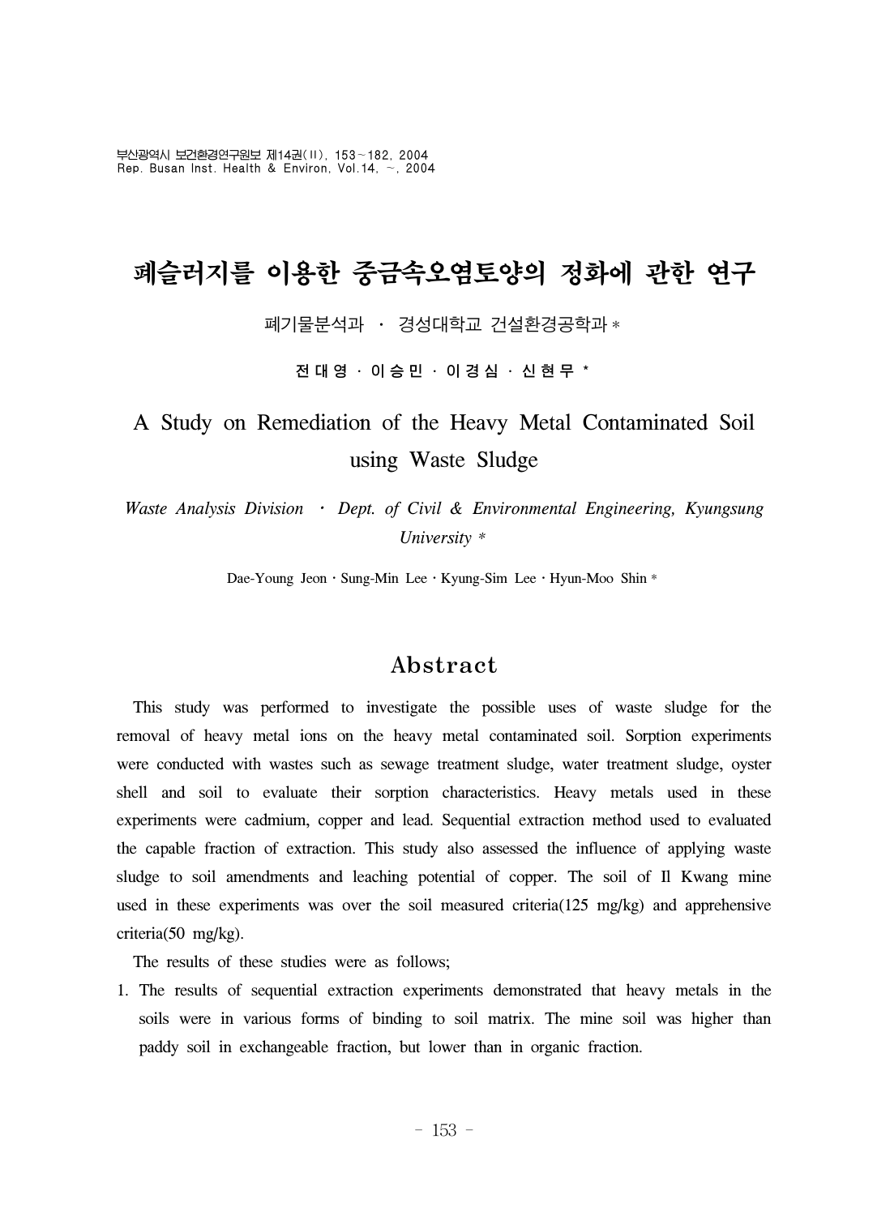# 폐슬러지를 이용한 중금속오염토양의 정화에 관한 연구

폐기물분석과 · 경성대학교 건설환경공학과 *

**전 대 영 · 이 승 민 · 이 경 심 · 신 현 무 ***

# A Study on Remediation of the Heavy Metal Contaminated Soil using Waste Sludge

*Waste Analysis Division · Dept. of Civil & Environmental Engineering, Kyungsung University **

Dae-Young Jeon · Sung-Min Lee · Kyung-Sim Lee · Hyun-Moo Shin *

## Abstract

This study was performed to investigate the possible uses of waste sludge for the removal of heavy metal ions on the heavy metal contaminated soil. Sorption experiments were conducted with wastes such as sewage treatment sludge, water treatment sludge, oyster shell and soil to evaluate their sorption characteristics. Heavy metals used in these experiments were cadmium, copper and lead. Sequential extraction method used to evaluated the capable fraction of extraction. This study also assessed the influence of applying waste sludge to soil amendments and leaching potential of copper. The soil of Il Kwang mine used in these experiments was over the soil measured criteria(125 mg/kg) and apprehensive criteria(50 mg/kg).

The results of these studies were as follows;

1. The results of sequential extraction experiments demonstrated that heavy metals in the soils were in various forms of binding to soil matrix. The mine soil was higher than paddy soil in exchangeable fraction, but lower than in organic fraction.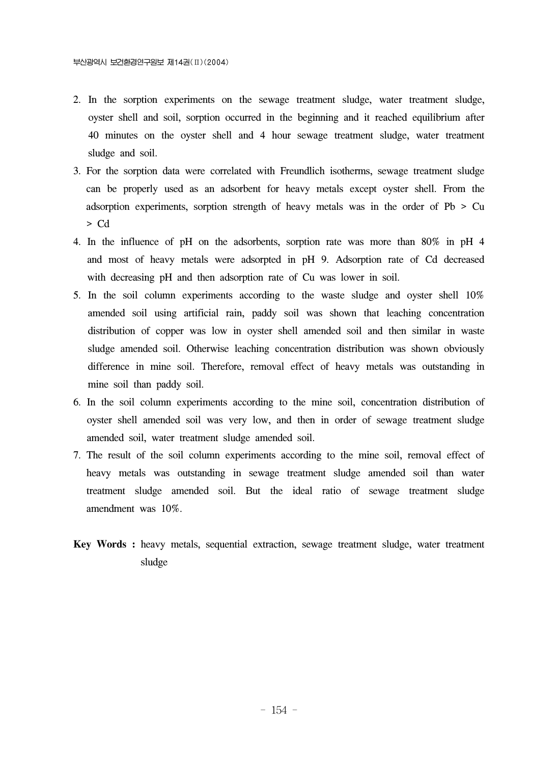2. In the sorption experiments on the sewage treatment sludge, water treatment sludge, oyster shell and soil, sorption occurred in the beginning and it reached equilibrium after 40 minutes on the oyster shell and 4 hour sewage treatment sludge, water treatment sludge and soil.
3. For the sorption data were correlated with Freundlich isotherms, sewage treatment sludge can be properly used as an adsorbent for heavy metals except oyster shell. From the adsorption experiments, sorption strength of heavy metals was in the order of Pb > Cu > Cd
4. In the influence of pH on the adsorbents, sorption rate was more than 80% in pH 4 and most of heavy metals were adsorpted in pH 9. Adsorption rate of Cd decreased with decreasing pH and then adsorption rate of Cu was lower in soil.
5. In the soil column experiments according to the waste sludge and oyster shell 10% amended soil using artificial rain, paddy soil was shown that leaching concentration distribution of copper was low in oyster shell amended soil and then similar in waste sludge amended soil. Otherwise leaching concentration distribution was shown obviously difference in mine soil. Therefore, removal effect of heavy metals was outstanding in mine soil than paddy soil.
6. In the soil column experiments according to the mine soil, concentration distribution of oyster shell amended soil was very low, and then in order of sewage treatment sludge amended soil, water treatment sludge amended soil.
7. The result of the soil column experiments according to the mine soil, removal effect of heavy metals was outstanding in sewage treatment sludge amended soil than water treatment sludge amended soil. But the ideal ratio of sewage treatment sludge amendment was 10%.

**Key Words :** heavy metals, sequential extraction, sewage treatment sludge, water treatment sludge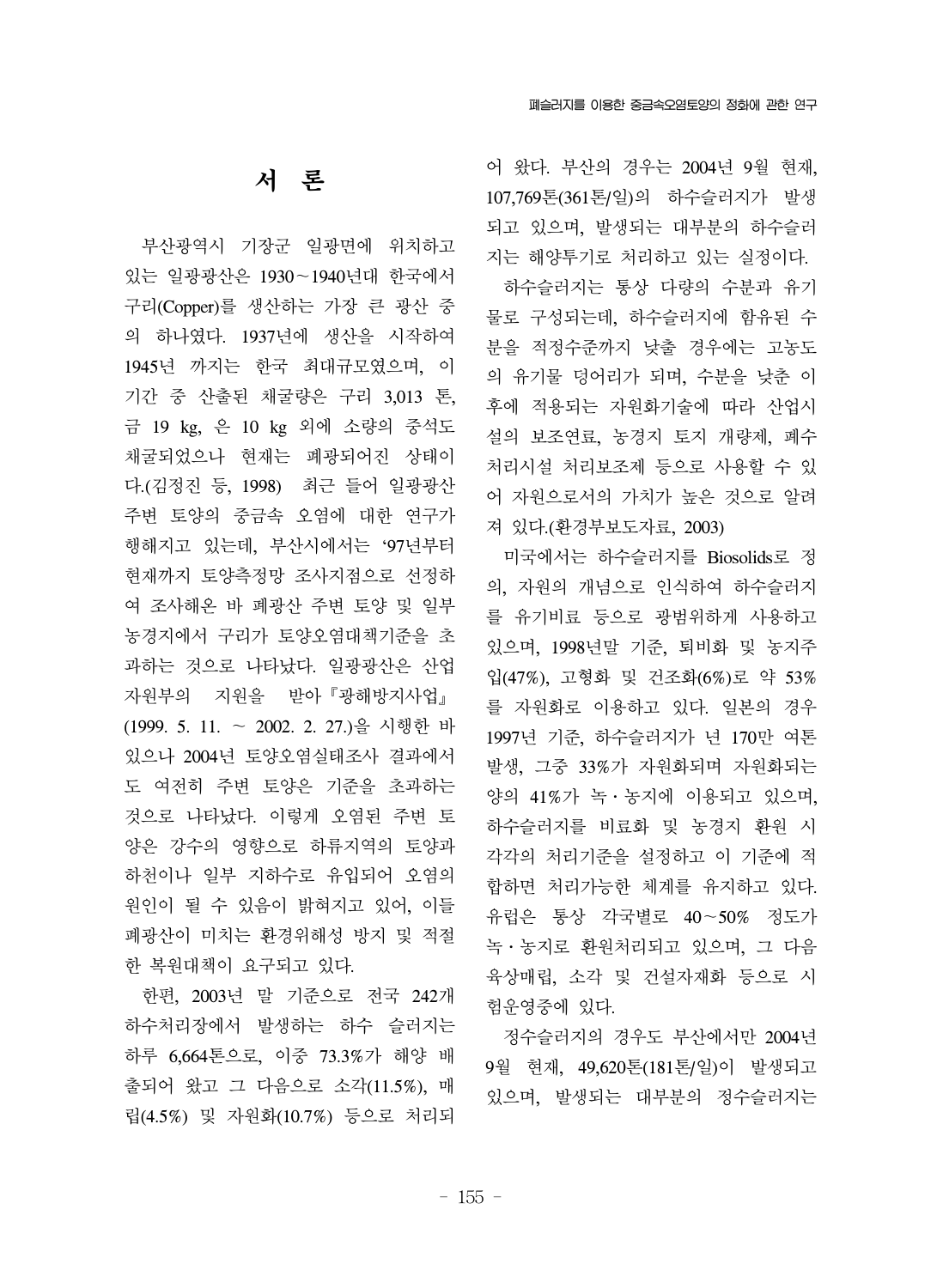# 서 론

부산광역시 기장군 일광면에 위치하고 있는 일광광산은 1930~1940년대 한국에서 구리(Copper)를 생산하는 가장 큰 광산 중의 하나였다. 1937년에 생산을 시작하여 1945년 까지는 한국 최대규모였으며, 이 기간 중 산출된 채굴량은 구리 3,013 톤, 금 19 kg, 은 10 kg 외에 소량의 중석도 채굴되었으나 현재는 폐광되어진 상태이다.(김정진 등, 1998) 최근 들어 일광광산 주변 토양의 중금속 오염에 대한 연구가 행해지고 있는데, 부산시에서는 '97년부터 현재까지 토양측정망 조사지점으로 선정하여 조사해온 바 폐광산 주변 토양 및 일부 농경지에서 구리가 토양오염대책기준을 초과하는 것으로 나타났다. 일광광산은 산업자원부의 지원을 받아『광해방지사업』(1999. 5. 11. ~ 2002. 2. 27.)을 시행한 바 있으나 2004년 토양오염실태조사 결과에서도 여전히 주변 토양은 기준을 초과하는 것으로 나타났다. 이렇게 오염된 주변 토양은 강수의 영향으로 하류지역의 토양과 하천이나 일부 지하수로 유입되어 오염의 원인이 될 수 있음이 밝혀지고 있어, 이들 폐광산이 미치는 환경위해성 방지 및 적절한 복원대책이 요구되고 있다.

한편, 2003년 말 기준으로 전국 242개 하수처리장에서 발생하는 하수 슬러지는 하루 6,664톤으로, 이중 73.3%가 해양 배출되어 왔고 그 다음으로 소각(11.5%), 매립(4.5%) 및 자원화(10.7%) 등으로 처리되어 왔다. 부산의 경우는 2004년 9월 현재, 107,769톤(361톤/일)의 하수슬러지가 발생되고 있으며, 발생되는 대부분의 하수슬러지는 해양투기로 처리하고 있는 실정이다.

하수슬러지는 통상 다량의 수분과 유기물로 구성되는데, 하수슬러지에 함유된 수분을 적정수준까지 낮출 경우에는 고농도의 유기물 덩어리가 되며, 수분을 낮춘 이후에 적용되는 자원화기술에 따라 산업시설의 보조연료, 농경지 토지 개량제, 폐수처리시설 처리보조제 등으로 사용할 수 있어 자원으로서의 가치가 높은 것으로 알려져 있다.(환경부보도자료, 2003)

미국에서는 하수슬러지를 Biosolids로 정의, 자원의 개념으로 인식하여 하수슬러지를 유기비료 등으로 광범위하게 사용하고 있으며, 1998년말 기준, 퇴비화 및 농지주입(47%), 고형화 및 건조화(6%)로 약 53%를 자원화로 이용하고 있다. 일본의 경우 1997년 기준, 하수슬러지가 년 170만 여톤 발생, 그중 33%가 자원화되며 자원화되는 양의 41%가 녹·농지에 이용되고 있으며, 하수슬러지를 비료화 및 농경지 환원 시 각각의 처리기준을 설정하고 이 기준에 적합하면 처리가능한 체계를 유지하고 있다. 유럽은 통상 각국별로 40~50% 정도가 녹·농지로 환원처리되고 있으며, 그 다음 육상매립, 소각 및 건설자재화 등으로 시험운영중에 있다.

정수슬러지의 경우도 부산에서만 2004년 9월 현재, 49,620톤(181톤/일)이 발생되고 있으며, 발생되는 대부분의 정수슬러지는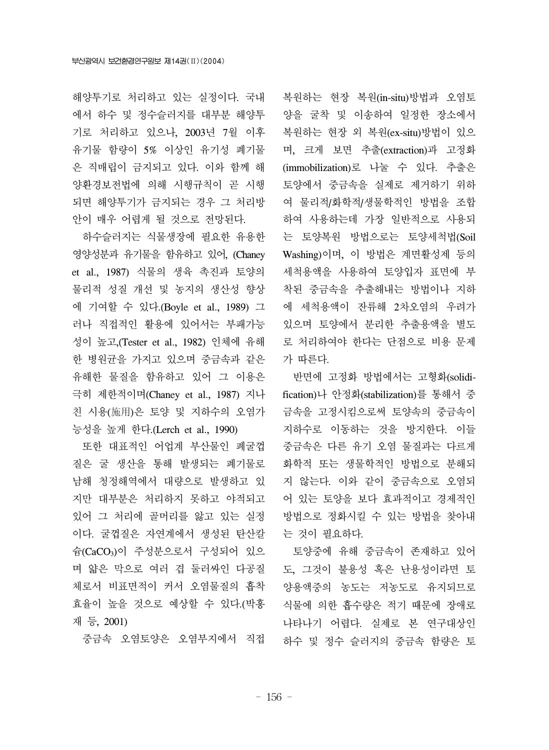해양투기로 처리하고 있는 실정이다. 국내에서 하수 및 정수슬러지를 대부분 해양투기로 처리하고 있으나, 2003년 7월 이후 유기물 함량이 5% 이상인 유기성 폐기물은 직매립이 금지되고 있다. 이와 함께 해양환경보전법에 의해 시행규칙이 곧 시행되면 해양투기가 금지되는 경우 그 처리방안이 매우 어렵게 될 것으로 전망된다.

하수슬러지는 식물생장에 필요한 유용한 영양성분과 유기물을 함유하고 있어, (Chaney et al., 1987) 식물의 생육 촉진과 토양의 물리적 성질 개선 및 농지의 생산성 향상에 기여할 수 있다.(Boyle et al., 1989) 그러나 직접적인 활용에 있어서는 부패가능성이 높고,(Tester et al., 1982) 인체에 유해한 병원균을 가지고 있으며 중금속과 같은 유해한 물질을 함유하고 있어 그 이용은 극히 제한적이며(Chaney et al., 1987) 지나친 시용(施用)은 토양 및 지하수의 오염가능성을 높게 한다.(Lerch et al., 1990)

또한 대표적인 어업계 부산물인 폐굴껍질은 굴 생산을 통해 발생되는 폐기물로 남해 청정해역에서 대량으로 발생하고 있지만 대부분은 처리하지 못하고 야적되고 있어 그 처리에 골머리를 앓고 있는 실정이다. 굴껍질은 자연계에서 생성된 탄산칼슘($CaCO_3$)이 주성분으로서 구성되어 있으며 얇은 막으로 여러 겹 둘러싸인 다공질체로서 비표면적이 커서 오염물질의 흡착효율이 높을 것으로 예상할 수 있다.(박홍재 등, 2001)

중금속 오염토양은 오염부지에서 직접 복원하는 현장 복원(in-situ)방법과 오염토양을 굴착 및 이송하여 일정한 장소에서 복원하는 현장 외 복원(ex-situ)방법이 있으며, 크게 보면 추출(extraction)과 고정화(immobilization)로 나눌 수 있다. 추출은 토양에서 중금속을 실제로 제거하기 위하여 물리적/화학적/생물학적인 방법을 조합하여 사용하는데 가장 일반적으로 사용되는 토양복원 방법으로는 토양세척법(Soil Washing)이며, 이 방법은 계면활성제 등의 세척용액을 사용하여 토양입자 표면에 부착된 중금속을 추출해내는 방법이나 지하에 세척용액이 잔류해 2차오염의 우려가 있으며 토양에서 분리한 추출용액을 별도로 처리하여야 한다는 단점으로 비용 문제가 따른다.

반면에 고정화 방법에서는 고형화(solidification)나 안정화(stabilization)를 통해서 중금속을 고정시킴으로써 토양속의 중금속이 지하수로 이동하는 것을 방지한다. 이들 중금속은 다른 유기 오염 물질과는 다르게 화학적 또는 생물학적인 방법으로 분해되지 않는다. 이와 같이 중금속으로 오염되어 있는 토양을 보다 효과적이고 경제적인 방법으로 정화시킬 수 있는 방법을 찾아내는 것이 필요하다.

토양중에 유해 중금속이 존재하고 있어도, 그것이 불용성 혹은 난용성이라면 토양용액중의 농도는 저농도로 유지되므로 식물에 의한 흡수량은 적기 때문에 장애로 나타나기 어렵다. 실제로 본 연구대상인 하수 및 정수 슬러지의 중금속 함량은 토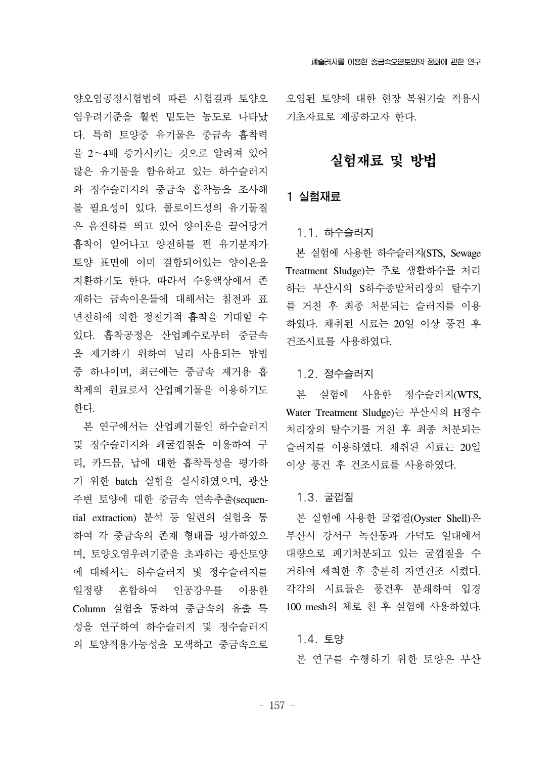양오염공정시험법에 따른 시험결과 토양오염우려기준을 훨씬 밑도는 농도로 나타났다. 특히 토양중 유기물은 중금속 흡착력을 2~4배 증가시키는 것으로 알려져 있어 많은 유기물을 함유하고 있는 하수슬러지와 정수슬러지의 중금속 흡착능을 조사해 볼 필요성이 있다. 콜로이드성의 유기물질은 음전하를 띄고 있어 양이온을 끌어당겨 흡착이 일어나고 양전하를 띈 유기분자가 토양 표면에 이미 결합되어있는 양이온을 치환하기도 한다. 따라서 수용액상에서 존재하는 금속이온들에 대해서는 침전과 표면전하에 의한 정전기적 흡착을 기대할 수 있다. 흡착공정은 산업폐수로부터 중금속을 제거하기 위하여 널리 사용되는 방법 중 하나이며, 최근에는 중금속 제거용 흡착제의 원료로서 산업폐기물을 이용하기도 한다.

본 연구에서는 산업폐기물인 하수슬러지 및 정수슬러지와 폐굴껍질을 이용하여 구리, 카드뮴, 납에 대한 흡착특성을 평가하기 위한 batch 실험을 실시하였으며, 광산 주변 토양에 대한 중금속 연속추출(sequential extraction) 분석 등 일련의 실험을 통하여 각 중금속의 존재 형태를 평가하였으며, 토양오염우려기준을 초과하는 광산토양에 대해서는 하수슬러지 및 정수슬러지를 일정량 혼합하여 인공강우를 이용한 Column 실험을 통하여 중금속의 유출 특성을 연구하여 하수슬러지 및 정수슬러지의 토양적용가능성을 모색하고 중금속으로 오염된 토양에 대한 현장 복원기술 적용시 기초자료로 제공하고자 한다.

# 실험재료 및 방법

## 1 실험재료

### 1.1. 하수슬러지

본 실험에 사용한 하수슬러지(STS, Sewage Treatment Sludge)는 주로 생활하수를 처리하는 부산시의 S하수종말처리장의 탈수기를 거친 후 최종 처분되는 슬러지를 이용하였다. 채취된 시료는 20일 이상 풍건 후 건조시료를 사용하였다.

### 1.2. 정수슬러지

본 실험에 사용한 정수슬러지(WTS, Water Treatment Sludge)는 부산시의 H정수처리장의 탈수기를 거친 후 최종 처분되는 슬러지를 이용하였다. 채취된 시료는 20일 이상 풍건 후 건조시료를 사용하였다.

### 1.3. 굴껍질

본 실험에 사용한 굴껍질(Oyster Shell)은 부산시 강서구 녹산동과 가덕도 일대에서 대량으로 폐기처분되고 있는 굴껍질을 수거하여 세척한 후 충분히 자연건조 시켰다. 각각의 시료들은 풍건후 분쇄하여 입경 100 mesh의 체로 친 후 실험에 사용하였다.

### 1.4. 토양

본 연구를 수행하기 위한 토양은 부산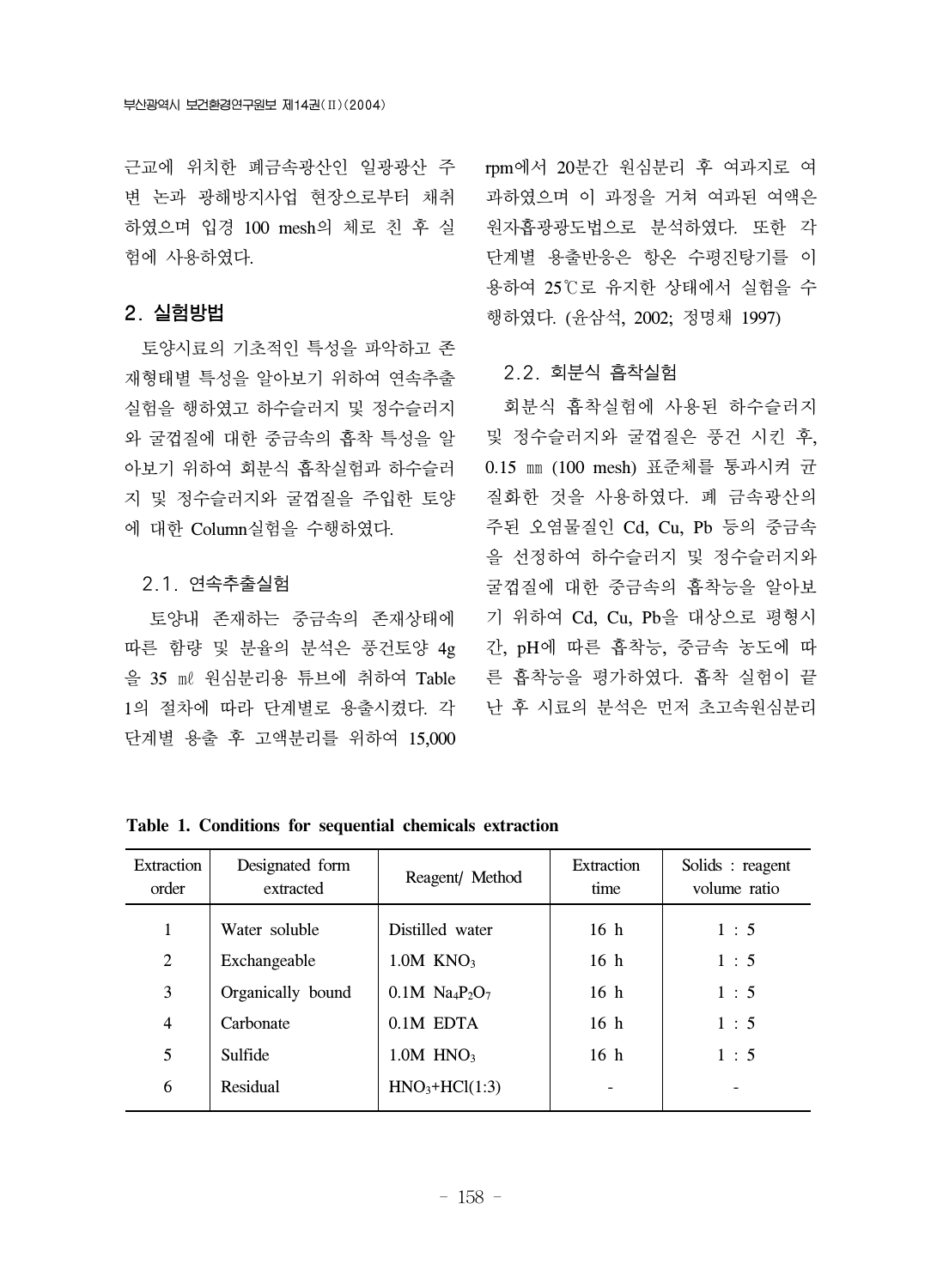근교에 위치한 폐금속광산인 일광광산 주변 논과 광해방지사업 현장으로부터 채취하였으며 입경 100 mesh의 체로 친 후 실험에 사용하였다.

## 2. 실험방법

토양시료의 기초적인 특성을 파악하고 존재형태별 특성을 알아보기 위하여 연속추출실험을 행하였고 하수슬러지 및 정수슬러지와 굴껍질에 대한 중금속의 흡착 특성을 알아보기 위하여 회분식 흡착실험과 하수슬러지 및 정수슬러지와 굴껍질을 주입한 토양에 대한 Column실험을 수행하였다.

### 2.1. 연속추출실험

토양내 존재하는 중금속의 존재상태에 따른 함량 및 분율의 분석은 풍건토양 4g을 35 ㎖ 원심분리용 튜브에 취하여 Table 1의 절차에 따라 단계별로 용출시켰다. 각 단계별 용출 후 고액분리를 위하여 15,000 rpm에서 20분간 원심분리 후 여과지로 여과하였으며 이 과정을 거쳐 여과된 여액은 원자흡광광도법으로 분석하였다. 또한 각 단계별 용출반응은 항온 수평진탕기를 이용하여 25℃로 유지한 상태에서 실험을 수행하였다. (윤삼석, 2002; 정명채 1997)

### 2.2. 회분식 흡착실험

회분식 흡착실험에 사용된 하수슬러지 및 정수슬러지와 굴껍질은 풍건 시킨 후, 0.15 ㎜ (100 mesh) 표준체를 통과시켜 균질화한 것을 사용하였다. 폐 금속광산의 주된 오염물질인 Cd, Cu, Pb 등의 중금속을 선정하여 하수슬러지 및 정수슬러지와 굴껍질에 대한 중금속의 흡착능을 알아보기 위하여 Cd, Cu, Pb을 대상으로 평형시간, pH에 따른 흡착능, 중금속 농도에 따른 흡착능을 평가하였다. 흡착 실험이 끝난 후 시료의 분석은 먼저 초고속원심분리

**Table 1. Conditions for sequential chemicals extraction**

| Extraction order | Designated form extracted | Reagent/ Method | Extraction time | Solids : reagent volume ratio |
|---|---|---|---|---|
| 1 | Water soluble | Distilled water | 16 h | 1 : 5 |
| 2 | Exchangeable | 1.0M $KNO_3$ | 16 h | 1 : 5 |
| 3 | Organically bound | 0.1M $Na_4P_2O_7$ | 16 h | 1 : 5 |
| 4 | Carbonate | 0.1M EDTA | 16 h | 1 : 5 |
| 5 | Sulfide | 1.0M $HNO_3$ | 16 h | 1 : 5 |
| 6 | Residual | $HNO_3$+HCl(1:3) | - | - |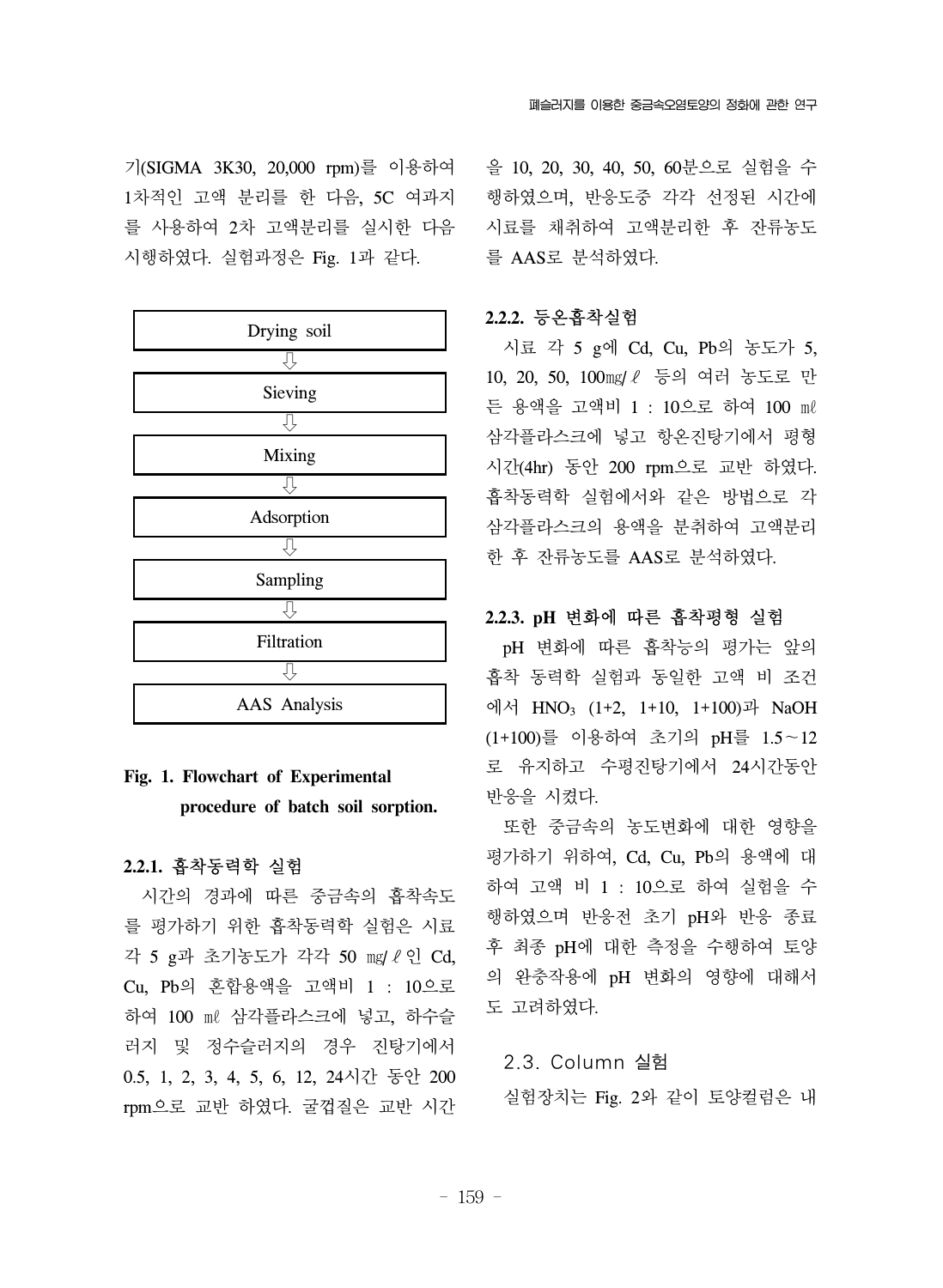기(SIGMA 3K30, 20,000 rpm)를 이용하여 1차적인 고액 분리를 한 다음, 5C 여과지를 사용하여 2차 고액분리를 실시한 다음 시행하였다. 실험과정은 Fig. 1과 같다.

Drying soil
⇩
Sieving
⇩
Mixing
⇩
Adsorption
⇩
Sampling
⇩
Filtration
⇩
AAS Analysis

**Fig. 1. Flowchart of Experimental procedure of batch soil sorption.**

#### 2.2.1. 흡착동력학 실험

시간의 경과에 따른 중금속의 흡착속도를 평가하기 위한 흡착동력학 실험은 시료 각 5 g과 초기농도가 각각 50 ㎎/ℓ인 Cd, Cu, Pb의 혼합용액을 고액비 1 : 10으로 하여 100 ㎖ 삼각플라스크에 넣고, 하수슬러지 및 정수슬러지의 경우 진탕기에서 0.5, 1, 2, 3, 4, 5, 6, 12, 24시간 동안 200 rpm으로 교반 하였다. 굴껍질은 교반 시간을 10, 20, 30, 40, 50, 60분으로 실험을 수행하였으며, 반응도중 각각 선정된 시간에 시료를 채취하여 고액분리한 후 잔류농도를 AAS로 분석하였다.

#### 2.2.2. 등온흡착실험

시료 각 5 g에 Cd, Cu, Pb의 농도가 5, 10, 20, 50, 100㎎/ℓ 등의 여러 농도로 만든 용액을 고액비 1 : 10으로 하여 100 ㎖ 삼각플라스크에 넣고 항온진탕기에서 평형시간(4hr) 동안 200 rpm으로 교반 하였다. 흡착동력학 실험에서와 같은 방법으로 각 삼각플라스크의 용액을 분취하여 고액분리한 후 잔류농도를 AAS로 분석하였다.

#### 2.2.3. pH 변화에 따른 흡착평형 실험

pH 변화에 따른 흡착능의 평가는 앞의 흡착 동력학 실험과 동일한 고액 비 조건에서 $HNO_3$ (1+2, 1+10, 1+100)과 NaOH (1+100)를 이용하여 초기의 pH를 1.5∼12로 유지하고 수평진탕기에서 24시간동안 반응을 시켰다.

또한 중금속의 농도변화에 대한 영향을 평가하기 위하여, Cd, Cu, Pb의 용액에 대하여 고액 비 1 : 10으로 하여 실험을 수행하였으며 반응전 초기 pH와 반응 종료 후 최종 pH에 대한 측정을 수행하여 토양의 완충작용에 pH 변화의 영향에 대해서도 고려하였다.

### 2.3. Column 실험

실험장치는 Fig. 2와 같이 토양컬럼은 내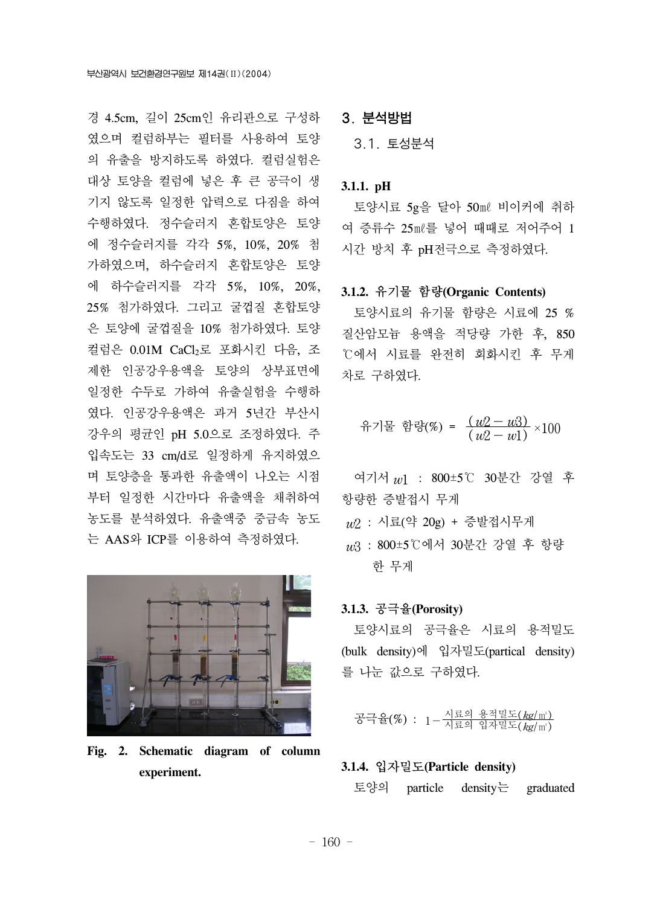경 4.5cm, 길이 25cm인 유리관으로 구성하였으며 컬럼하부는 필터를 사용하여 토양의 유출을 방지하도록 하였다. 컬럼실험은 대상 토양을 컬럼에 넣은 후 큰 공극이 생기지 않도록 일정한 압력으로 다짐을 하여 수행하였다. 정수슬러지 혼합토양은 토양에 정수슬러지를 각각 5%, 10%, 20% 첨가하였으며, 하수슬러지 혼합토양은 토양에 하수슬러지를 각각 5%, 10%, 20%, 25% 첨가하였다. 그리고 굴껍질 혼합토양은 토양에 굴껍질을 10% 첨가하였다. 토양컬럼은 0.01M $CaCl_2$로 포화시킨 다음, 조제한 인공강우용액을 토양의 상부표면에 일정한 수두로 가하여 유출실험을 수행하였다. 인공강우용액은 과거 5년간 부산시 강우의 평균인 pH 5.0으로 조정하였다. 주입속도는 33 cm/d로 일정하게 유지하였으며 토양층을 통과한 유출액이 나오는 시점부터 일정한 시간마다 유출액을 채취하여 농도를 분석하였다. 유출액중 중금속 농도는 AAS와 ICP를 이용하여 측정하였다.

**Fig. 2. Schematic diagram of column experiment.**

## 3. 분석방법

### 3.1. 토성분석

#### 3.1.1. pH

토양시료 5g을 달아 50㎖ 비이커에 취하여 증류수 25㎖를 넣어 때때로 저어주어 1시간 방치 후 pH전극으로 측정하였다.

#### 3.1.2. 유기물 함량(Organic Contents)

토양시료의 유기물 함량은 시료에 25 % 질산암모늄 용액을 적당량 가한 후, 850 ℃에서 시료를 완전히 회화시킨 후 무게차로 구하였다.

$$\text{유기물 함량}(\%) = \frac{(w2 - w3)}{(w2 - w1)} \times 100$$

여기서 $w1$ : 800±5℃ 30분간 강열 후 항량한 증발접시 무게

$w2$ : 시료(약 20g) + 증발접시무게

$w3$ : 800±5℃에서 30분간 강열 후 항량한 무게

#### 3.1.3. 공극율(Porosity)

토양시료의 공극율은 시료의 용적밀도(bulk density)에 입자밀도(partical density)를 나눈 값으로 구하였다.

$$\text{공극율}(\%) : 1 - \frac{\text{시료의 용적밀도}(kg/m^3)}{\text{시료의 입자밀도}(kg/m^3)}$$

#### 3.1.4. 입자밀도(Particle density)

토양의 particle density는 graduated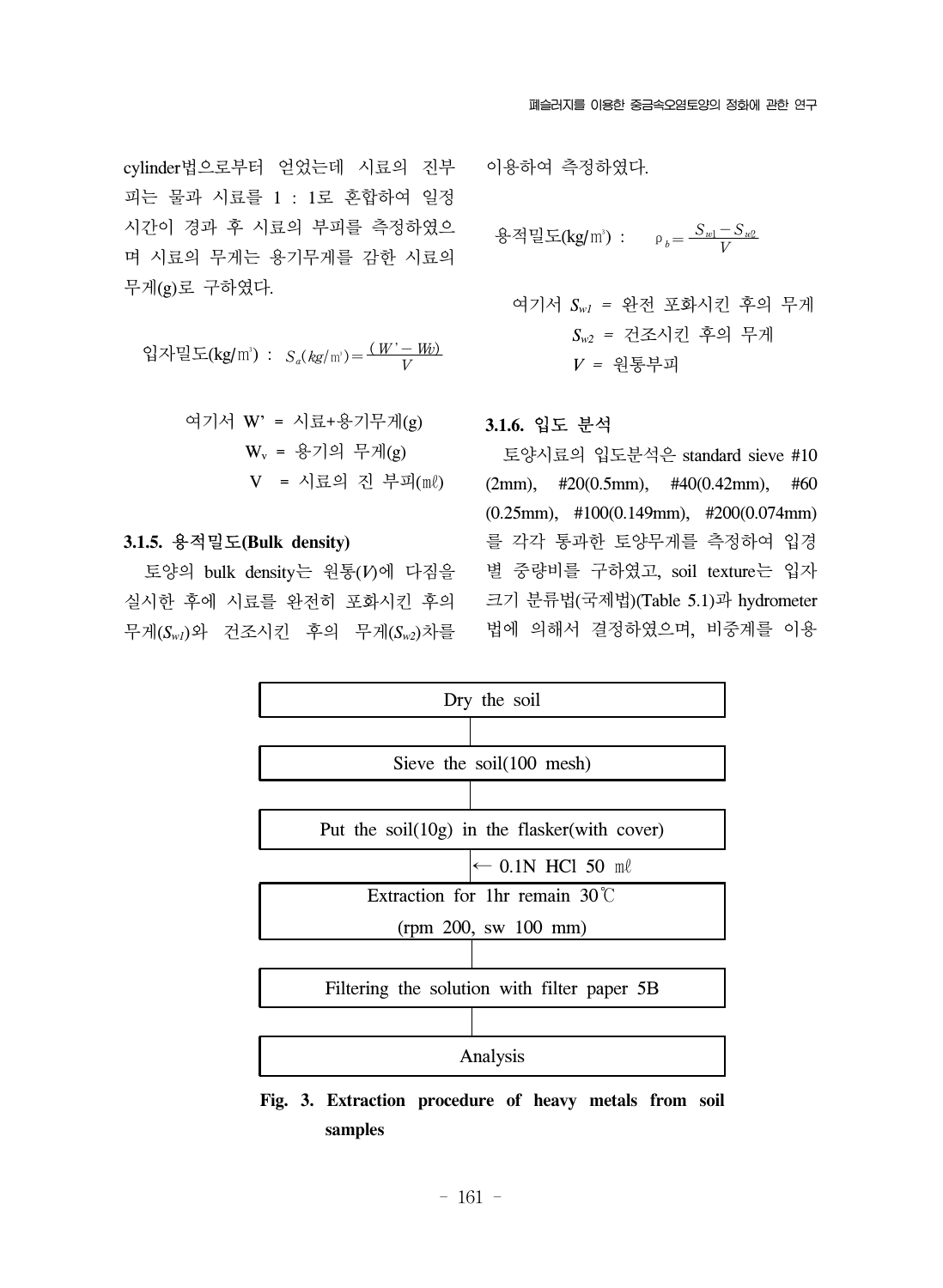cylinder법으로부터 얻었는데 시료의 진부피는 물과 시료를 1 : 1로 혼합하여 일정시간이 경과 후 시료의 부피를 측정하였으며 시료의 무게는 용기무게를 감한 시료의 무게(g)로 구하였다.

입자밀도(kg/㎥) : $S_a(kg/m^3) = \frac{(W' - W_v)}{V}$

여기서 W' = 시료+용기무게(g)
$W_v$ = 용기의 무게(g)
V = 시료의 진 부피(㎖)

### 3.1.5. 용적밀도(Bulk density)

토양의 bulk density는 원통($V$)에 다짐을 실시한 후에 시료를 완전히 포화시킨 후의 무게($S_{w1}$)와 건조시킨 후의 무게($S_{w2}$)차를 이용하여 측정하였다.

용적밀도(kg/㎥) : $\rho_b = \frac{S_{w1} - S_{w2}}{V}$

여기서 $S_{w1}$ = 완전 포화시킨 후의 무게
$S_{w2}$ = 건조시킨 후의 무게
$V$ = 원통부피

### 3.1.6. 입도 분석

토양시료의 입도분석은 standard sieve #10 (2mm), #20(0.5mm), #40(0.42mm), #60 (0.25mm), #100(0.149mm), #200(0.074mm)를 각각 통과한 토양무게를 측정하여 입경별 중량비를 구하였고, soil texture는 입자크기 분류법(국제법)(Table 5.1)과 hydrometer 법에 의해서 결정하였으며, 비중계를 이용

Dry the soil
↓
Sieve the soil(100 mesh)
↓
Put the soil(10g) in the flasker(with cover)
← 0.1N HCl 50 ㎖
Extraction for 1hr remain 30℃ (rpm 200, sw 100 mm)
↓
Filtering the solution with filter paper 5B
↓
Analysis

**Fig. 3. Extraction procedure of heavy metals from soil samples**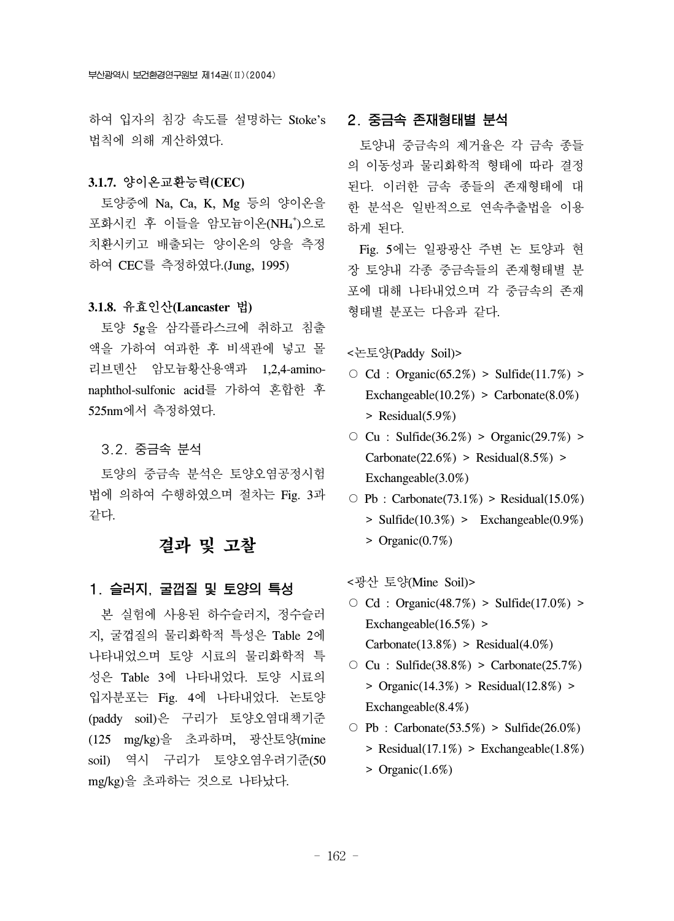하여 입자의 침강 속도를 설명하는 Stoke's 법칙에 의해 계산하였다.

#### 3.1.7. 양이온교환능력(CEC)

토양중에 Na, Ca, K, Mg 등의 양이온을 포화시킨 후 이들을 암모늄이온($NH_4^+$)으로 치환시키고 배출되는 양이온의 양을 측정하여 CEC를 측정하였다.(Jung, 1995)

#### 3.1.8. 유효인산(Lancaster 법)

토양 5g을 삼각플라스크에 취하고 침출액을 가하여 여과한 후 비색관에 넣고 몰리브덴산 암모늄황산용액과 1,2,4-amino-naphthol-sulfonic acid를 가하여 혼합한 후 525nm에서 측정하였다.

### 3.2. 중금속 분석

토양의 중금속 분석은 토양오염공정시험법에 의하여 수행하였으며 절차는 Fig. 3과 같다.

# 결과 및 고찰

## 1. 슬러지, 굴껍질 및 토양의 특성

본 실험에 사용된 하수슬러지, 정수슬러지, 굴껍질의 물리화학적 특성은 Table 2에 나타내었으며 토양 시료의 물리화학적 특성은 Table 3에 나타내었다. 토양 시료의 입자분포는 Fig. 4에 나타내었다. 논토양(paddy soil)은 구리가 토양오염대책기준(125 mg/kg)을 초과하며, 광산토양(mine soil) 역시 구리가 토양오염우려기준(50 mg/kg)을 초과하는 것으로 나타났다.

## 2. 중금속 존재형태별 분석

토양내 중금속의 제거율은 각 금속 종들의 이동성과 물리화학적 형태에 따라 결정된다. 이러한 금속 종들의 존재형태에 대한 분석은 일반적으로 연속추출법을 이용하게 된다.

Fig. 5에는 일광광산 주변 논 토양과 현장 토양내 각종 중금속들의 존재형태별 분포에 대해 나타내었으며 각 중금속의 존재형태별 분포는 다음과 같다.

<논토양(Paddy Soil)>

- ○ Cd : Organic(65.2%) > Sulfide(11.7%) > Exchangeable(10.2%) > Carbonate(8.0%) > Residual(5.9%)
- ○ Cu : Sulfide(36.2%) > Organic(29.7%) > Carbonate(22.6%) > Residual(8.5%) > Exchangeable(3.0%)
- ○ Pb : Carbonate(73.1%) > Residual(15.0%) > Sulfide(10.3%) > Exchangeable(0.9%) > Organic(0.7%)

<광산 토양(Mine Soil)>

- ○ Cd : Organic(48.7%) > Sulfide(17.0%) > Exchangeable(16.5%) > Carbonate(13.8%) > Residual(4.0%)
- ○ Cu : Sulfide(38.8%) > Carbonate(25.7%) > Organic(14.3%) > Residual(12.8%) > Exchangeable(8.4%)
- ○ Pb : Carbonate(53.5%) > Sulfide(26.0%) > Residual(17.1%) > Exchangeable(1.8%) > Organic(1.6%)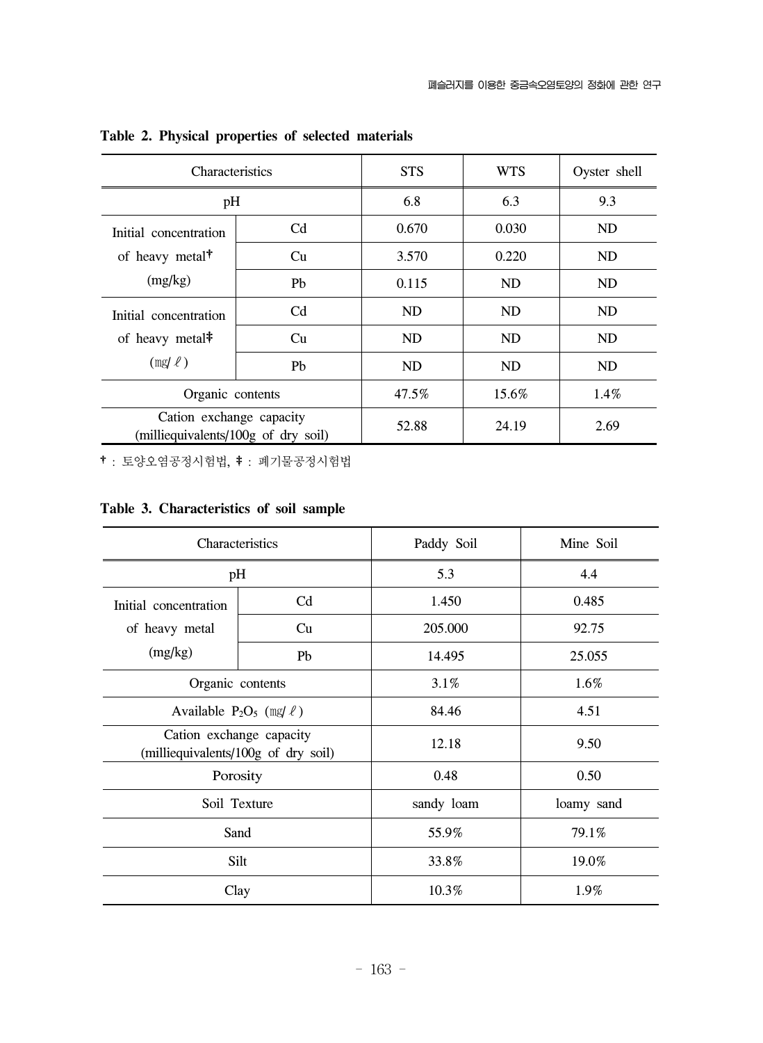**Table 2. Physical properties of selected materials**

| Characteristics | | STS | WTS | Oyster shell |
|---|---|---|---|---|
| pH | | 6.8 | 6.3 | 9.3 |
| Initial concentration of heavy metal† (mg/kg) | Cd | 0.670 | 0.030 | ND |
| | Cu | 3.570 | 0.220 | ND |
| | Pb | 0.115 | ND | ND |
| Initial concentration of heavy metal‡ (㎎/ℓ) | Cd | ND | ND | ND |
| | Cu | ND | ND | ND |
| | Pb | ND | ND | ND |
| Organic contents | | 47.5% | 15.6% | 1.4% |
| Cation exchange capacity (milliequivalents/100g of dry soil) | | 52.88 | 24.19 | 2.69 |

† : 토양오염공정시험법, ‡ : 폐기물공정시험법

**Table 3. Characteristics of soil sample**

| Characteristics | | Paddy Soil | Mine Soil |
|---|---|---|---|
| pH | | 5.3 | 4.4 |
| Initial concentration of heavy metal (mg/kg) | Cd | 1.450 | 0.485 |
| | Cu | 205.000 | 92.75 |
| | Pb | 14.495 | 25.055 |
| Organic contents | | 3.1% | 1.6% |
| Available $P_2O_5$ (㎎/ℓ) | | 84.46 | 4.51 |
| Cation exchange capacity (milliequivalents/100g of dry soil) | | 12.18 | 9.50 |
| Porosity | | 0.48 | 0.50 |
| Soil Texture | | sandy loam | loamy sand |
| Sand | | 55.9% | 79.1% |
| Silt | | 33.8% | 19.0% |
| Clay | | 10.3% | 1.9% |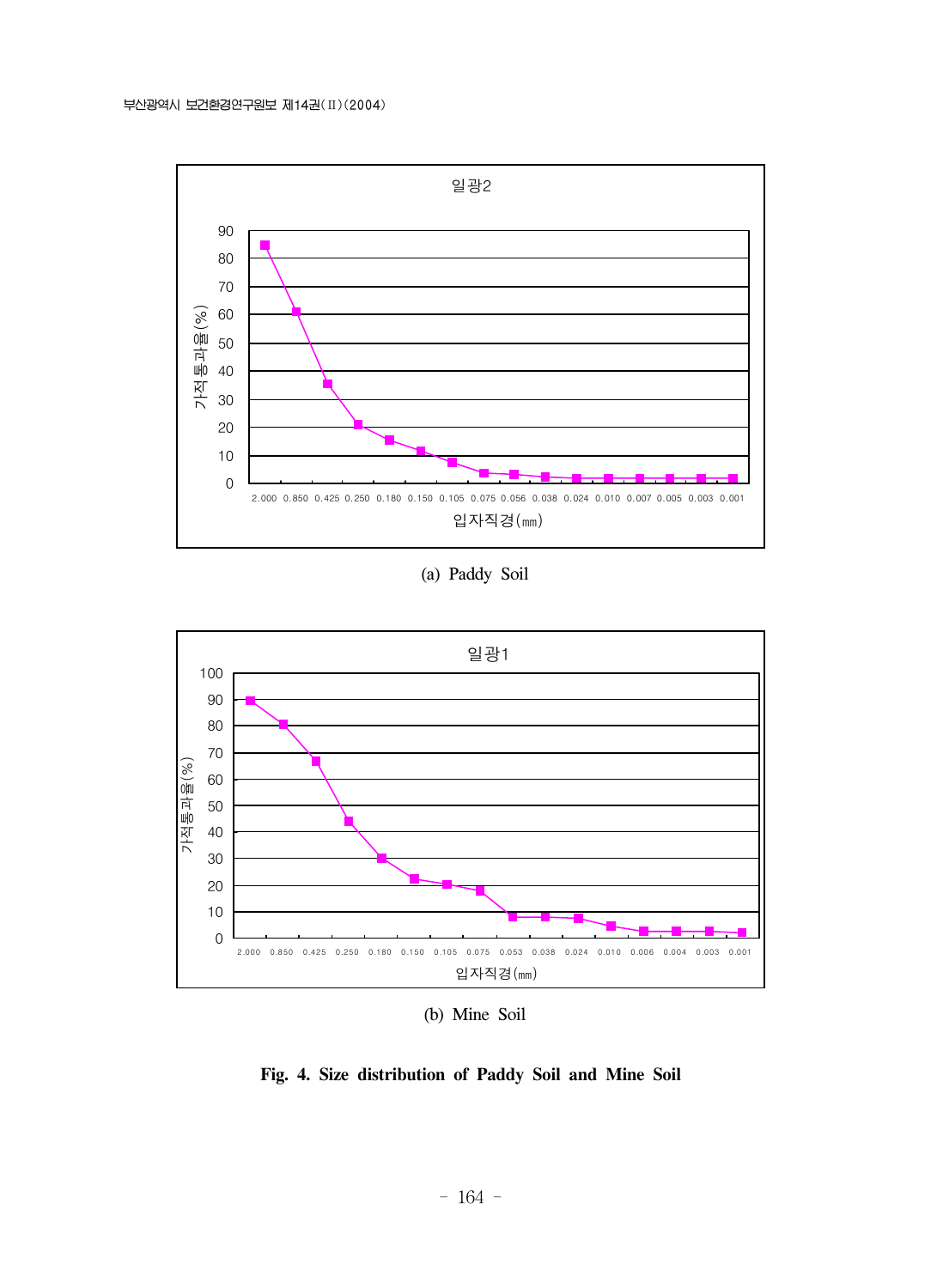일광2

(a) Paddy Soil

일광1

(b) Mine Soil

**Fig. 4. Size distribution of Paddy Soil and Mine Soil**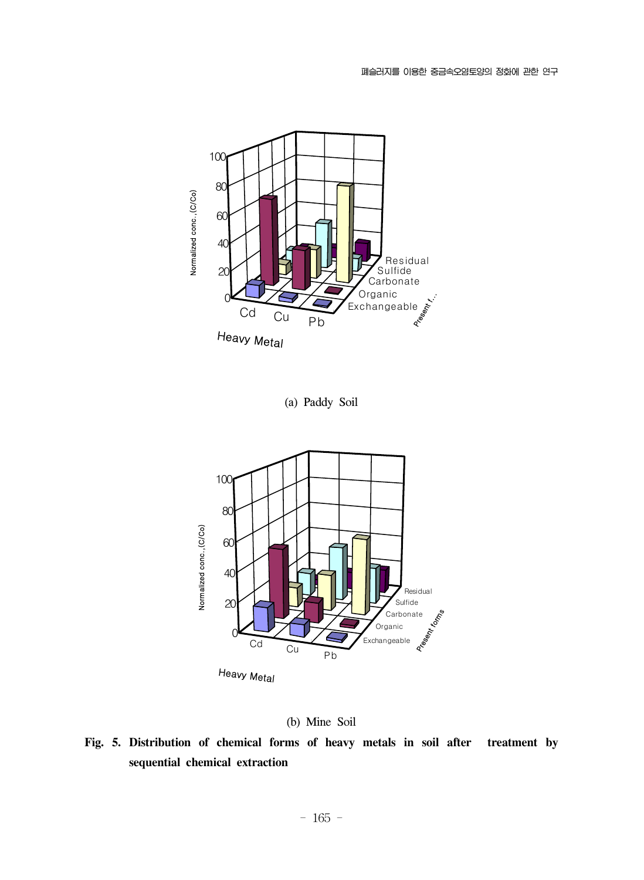(a) Paddy Soil

(b) Mine Soil

**Fig. 5. Distribution of chemical forms of heavy metals in soil after treatment by sequential chemical extraction**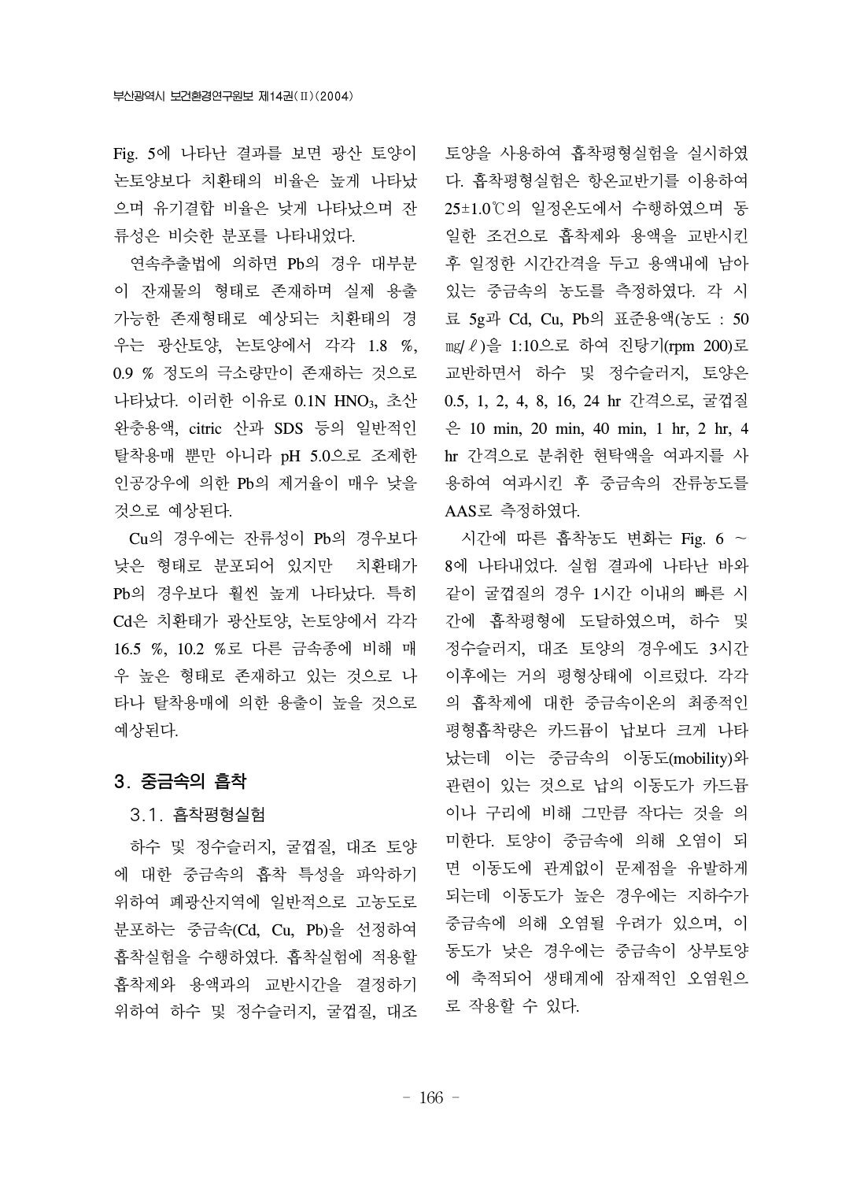Fig. 5에 나타난 결과를 보면 광산 토양이 논토양보다 치환태의 비율은 높게 나타났으며 유기결합 비율은 낮게 나타났으며 잔류성은 비슷한 분포를 나타내었다.

연속추출법에 의하면 Pb의 경우 대부분이 잔재물의 형태로 존재하며 실제 용출 가능한 존재형태로 예상되는 치환태의 경우는 광산토양, 논토양에서 각각 1.8 %, 0.9 % 정도의 극소량만이 존재하는 것으로 나타났다. 이러한 이유로 0.1N $HNO_3$, 초산 완충용액, citric 산과 SDS 등의 일반적인 탈착용매 뿐만 아니라 pH 5.0으로 조제한 인공강우에 의한 Pb의 제거율이 매우 낮을 것으로 예상된다.

Cu의 경우에는 잔류성이 Pb의 경우보다 낮은 형태로 분포되어 있지만 치환태가 Pb의 경우보다 훨씬 높게 나타났다. 특히 Cd은 치환태가 광산토양, 논토양에서 각각 16.5 %, 10.2 %로 다른 금속종에 비해 매우 높은 형태로 존재하고 있는 것으로 나타나 탈착용매에 의한 용출이 높을 것으로 예상된다.

## 3. 중금속의 흡착

### 3.1. 흡착평형실험

하수 및 정수슬러지, 굴껍질, 대조 토양에 대한 중금속의 흡착 특성을 파악하기 위하여 폐광산지역에 일반적으로 고농도로 분포하는 중금속(Cd, Cu, Pb)을 선정하여 흡착실험을 수행하였다. 흡착실험에 적용할 흡착제와 용액과의 교반시간을 결정하기 위하여 하수 및 정수슬러지, 굴껍질, 대조 토양을 사용하여 흡착평형실험을 실시하였다. 흡착평형실험은 항온교반기를 이용하여 25±1.0℃의 일정온도에서 수행하였으며 동일한 조건으로 흡착제와 용액을 교반시킨 후 일정한 시간간격을 두고 용액내에 남아 있는 중금속의 농도를 측정하였다. 각 시료 5g과 Cd, Cu, Pb의 표준용액(농도 : 50 ㎎/ℓ)을 1:10으로 하여 진탕기(rpm 200)로 교반하면서 하수 및 정수슬러지, 토양은 0.5, 1, 2, 4, 8, 16, 24 hr 간격으로, 굴껍질은 10 min, 20 min, 40 min, 1 hr, 2 hr, 4 hr 간격으로 분취한 현탁액을 여과지를 사용하여 여과시킨 후 중금속의 잔류농도를 AAS로 측정하였다.

시간에 따른 흡착농도 변화는 Fig. 6 ~ 8에 나타내었다. 실험 결과에 나타난 바와 같이 굴껍질의 경우 1시간 이내의 빠른 시간에 흡착평형에 도달하였으며, 하수 및 정수슬러지, 대조 토양의 경우에도 3시간 이후에는 거의 평형상태에 이르렀다. 각각의 흡착제에 대한 중금속이온의 최종적인 평형흡착량은 카드뮴이 납보다 크게 나타났는데 이는 중금속의 이동도(mobility)와 관련이 있는 것으로 납의 이동도가 카드뮴이나 구리에 비해 그만큼 작다는 것을 의미한다. 토양이 중금속에 의해 오염이 되면 이동도에 관계없이 문제점을 유발하게 되는데 이동도가 높은 경우에는 지하수가 중금속에 의해 오염될 우려가 있으며, 이동도가 낮은 경우에는 중금속이 상부토양에 축적되어 생태계에 잠재적인 오염원으로 작용할 수 있다.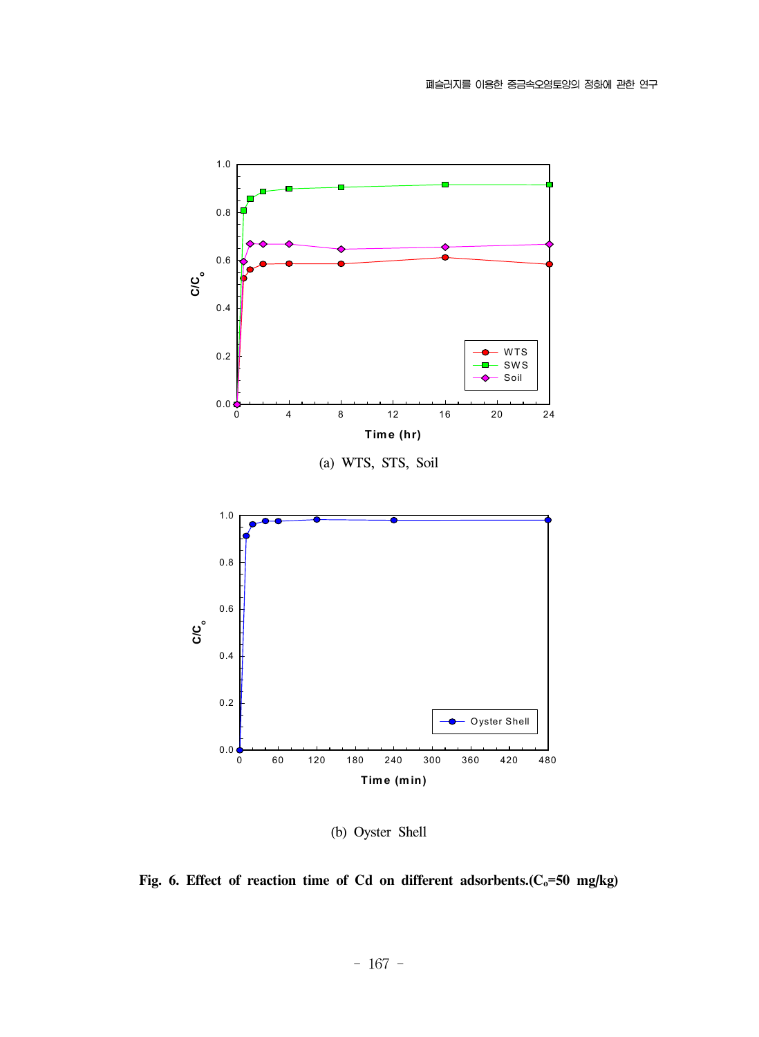(a) WTS, STS, Soil

(b) Oyster Shell

**Fig. 6. Effect of reaction time of Cd on different adsorbents.($C_o$=50 mg/kg)**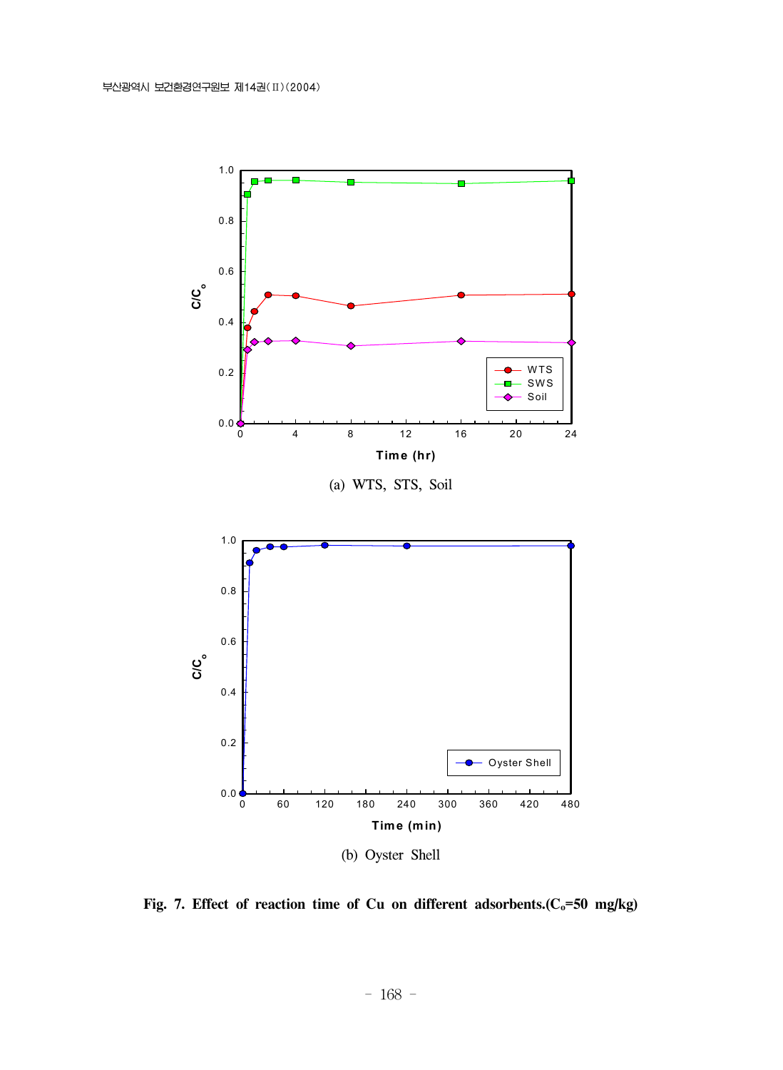(a) WTS, STS, Soil

(b) Oyster Shell

**Fig. 7. Effect of reaction time of Cu on different adsorbents.($C_o$=50 mg/kg)**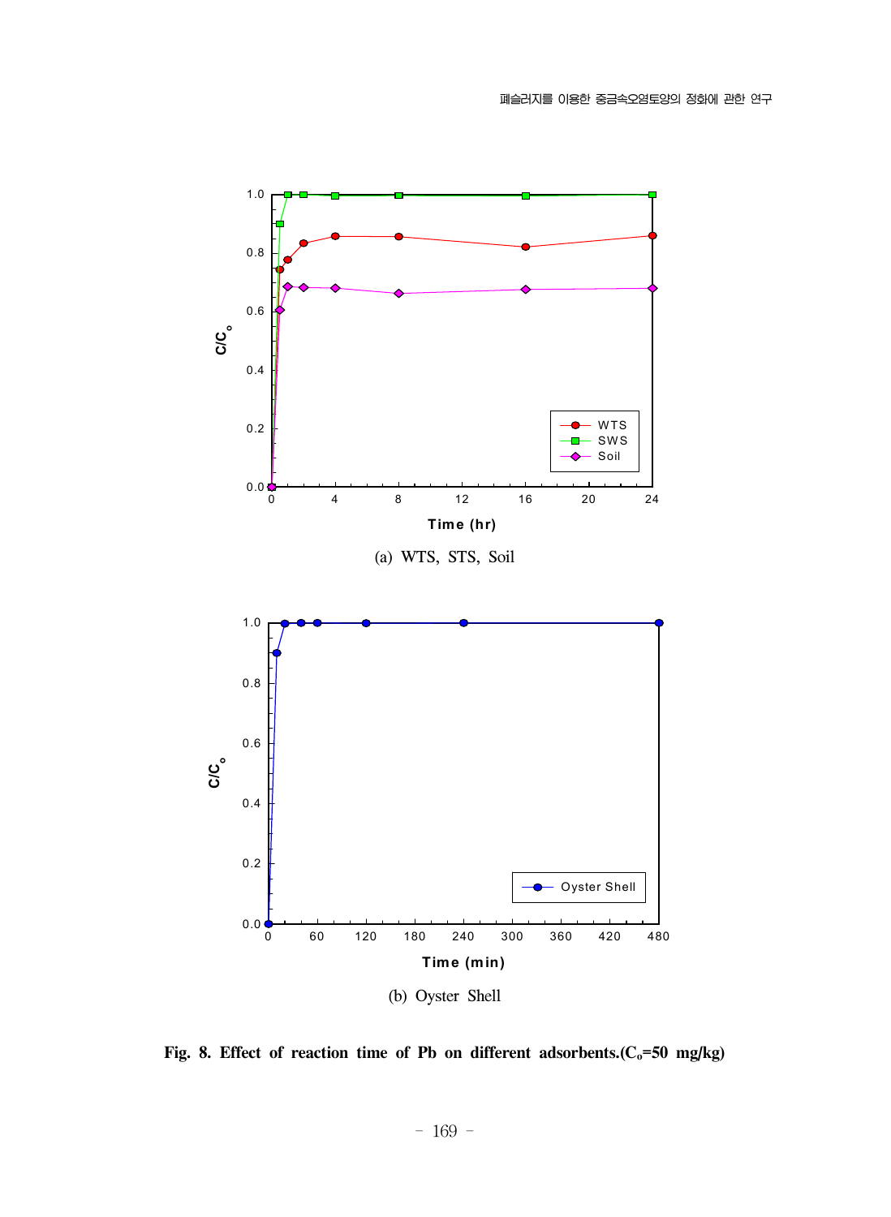(a) WTS, STS, Soil

(b) Oyster Shell

**Fig. 8. Effect of reaction time of Pb on different adsorbents.($C_o$=50 mg/kg)**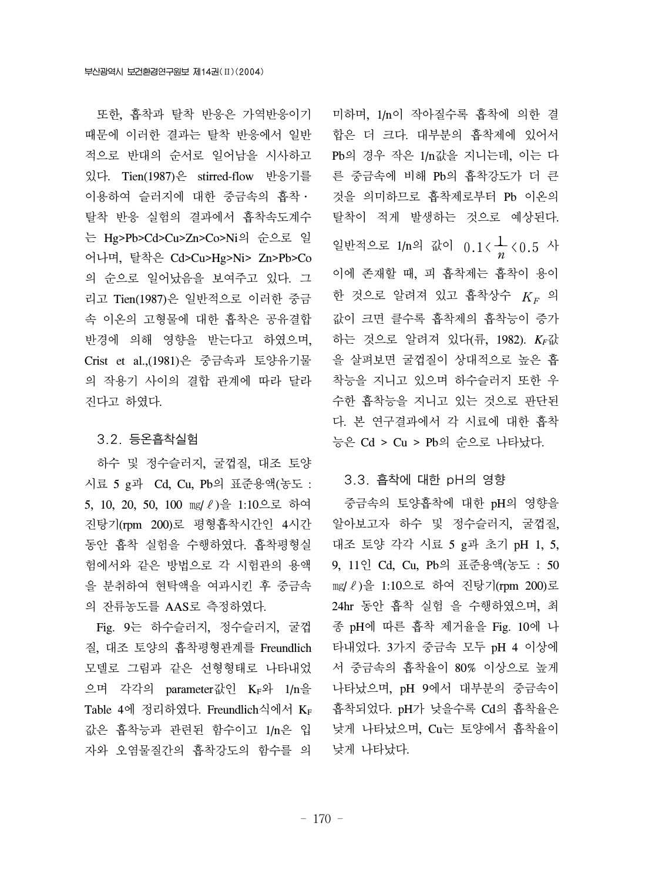또한, 흡착과 탈착 반응은 가역반응이기 때문에 이러한 결과는 탈착 반응에서 일반적으로 반대의 순서로 일어남을 시사하고 있다. Tien(1987)은 stirred-flow 반응기를 이용하여 슬러지에 대한 중금속의 흡착·탈착 반응 실험의 결과에서 흡착속도계수는 Hg>Pb>Cd>Cu>Zn>Co>Ni의 순으로 일어나며, 탈착은 Cd>Cu>Hg>Ni> Zn>Pb>Co의 순으로 일어났음을 보여주고 있다. 그리고 Tien(1987)은 일반적으로 이러한 중금속 이온의 고형물에 대한 흡착은 공유결합 반경에 의해 영향을 받는다고 하였으며, Crist et al.,(1981)은 중금속과 토양유기물의 작용기 사이의 결합 관계에 따라 달라진다고 하였다.

### 3.2. 등온흡착실험

하수 및 정수슬러지, 굴껍질, 대조 토양 시료 5 g과 Cd, Cu, Pb의 표준용액(농도 : 5, 10, 20, 50, 100 ㎎/ℓ)을 1:10으로 하여 진탕기(rpm 200)로 평형흡착시간인 4시간 동안 흡착 실험을 수행하였다. 흡착평형실험에서와 같은 방법으로 각 시험관의 용액을 분취하여 현탁액을 여과시킨 후 중금속의 잔류농도를 AAS로 측정하였다.

Fig. 9는 하수슬러지, 정수슬러지, 굴껍질, 대조 토양의 흡착평형관계를 Freundlich 모델로 그림과 같은 선형형태로 나타내었으며 각각의 parameter값인 $K_F$와 1/n을 Table 4에 정리하였다. Freundlich식에서 $K_F$ 값은 흡착능과 관련된 함수이고 1/n은 입자와 오염물질간의 흡착강도의 함수를 의미하며, 1/n이 작아질수록 흡착에 의한 결합은 더 크다. 대부분의 흡착제에 있어서 Pb의 경우 작은 1/n값을 지니는데, 이는 다른 중금속에 비해 Pb의 흡착강도가 더 큰 것을 의미하므로 흡착제로부터 Pb 이온의 탈착이 적게 발생하는 것으로 예상된다. 일반적으로 1/n의 값이 $0.1 < \frac{1}{n} < 0.5$ 사이에 존재할 때, 피 흡착제는 흡착이 용이한 것으로 알려져 있고 흡착상수 $K_F$ 의 값이 크면 클수록 흡착제의 흡착능이 증가하는 것으로 알려져 있다(류, 1982). $K_F$값을 살펴보면 굴껍질이 상대적으로 높은 흡착능을 지니고 있으며 하수슬러지 또한 우수한 흡착능을 지니고 있는 것으로 판단된다. 본 연구결과에서 각 시료에 대한 흡착능은 Cd > Cu > Pb의 순으로 나타났다.

### 3.3. 흡착에 대한 pH의 영향

중금속의 토양흡착에 대한 pH의 영향을 알아보고자 하수 및 정수슬러지, 굴껍질, 대조 토양 각각 시료 5 g과 초기 pH 1, 5, 9, 11인 Cd, Cu, Pb의 표준용액(농도 : 50 ㎎/ℓ)을 1:10으로 하여 진탕기(rpm 200)로 24hr 동안 흡착 실험 을 수행하였으며, 최종 pH에 따른 흡착 제거율을 Fig. 10에 나타내었다. 3가지 중금속 모두 pH 4 이상에서 중금속의 흡착율이 80% 이상으로 높게 나타났으며, pH 9에서 대부분의 중금속이 흡착되었다. pH가 낮을수록 Cd의 흡착율은 낮게 나타났으며, Cu는 토양에서 흡착율이 낮게 나타났다.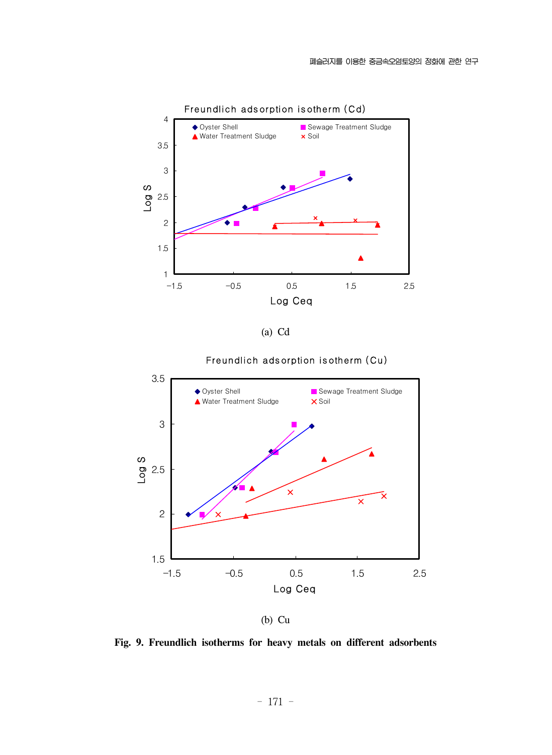(a) Cd

(b) Cu

**Fig. 9. Freundlich isotherms for heavy metals on different adsorbents**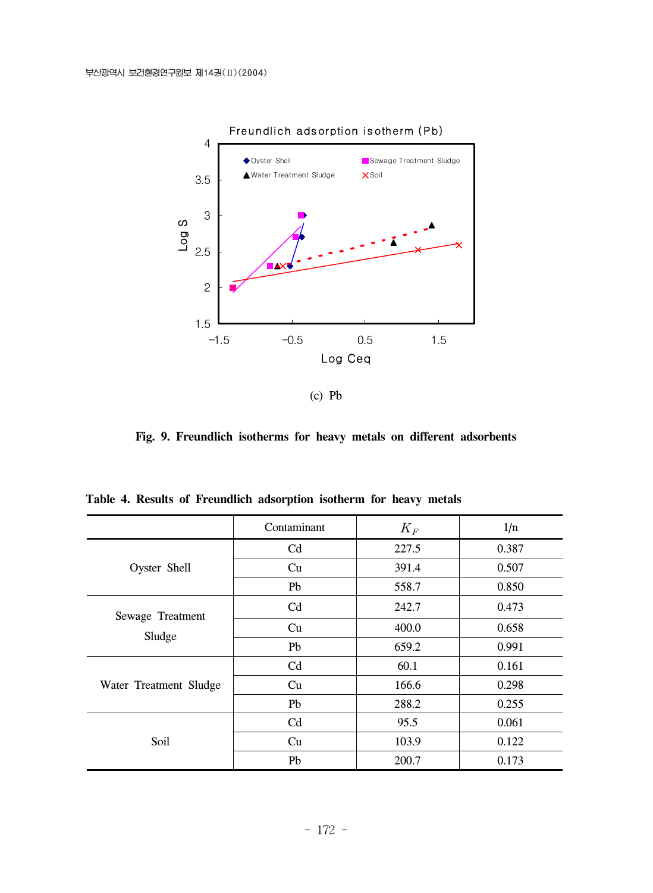(c) Pb

**Fig. 9. Freundlich isotherms for heavy metals on different adsorbents**

**Table 4. Results of Freundlich adsorption isotherm for heavy metals**

| | Contaminant | $K_F$ | 1/n |
|---|---|---|---|
| Oyster Shell | Cd | 227.5 | 0.387 |
| | Cu | 391.4 | 0.507 |
| | Pb | 558.7 | 0.850 |
| Sewage Treatment Sludge | Cd | 242.7 | 0.473 |
| | Cu | 400.0 | 0.658 |
| | Pb | 659.2 | 0.991 |
| Water Treatment Sludge | Cd | 60.1 | 0.161 |
| | Cu | 166.6 | 0.298 |
| | Pb | 288.2 | 0.255 |
| Soil | Cd | 95.5 | 0.061 |
| | Cu | 103.9 | 0.122 |
| | Pb | 200.7 | 0.173 |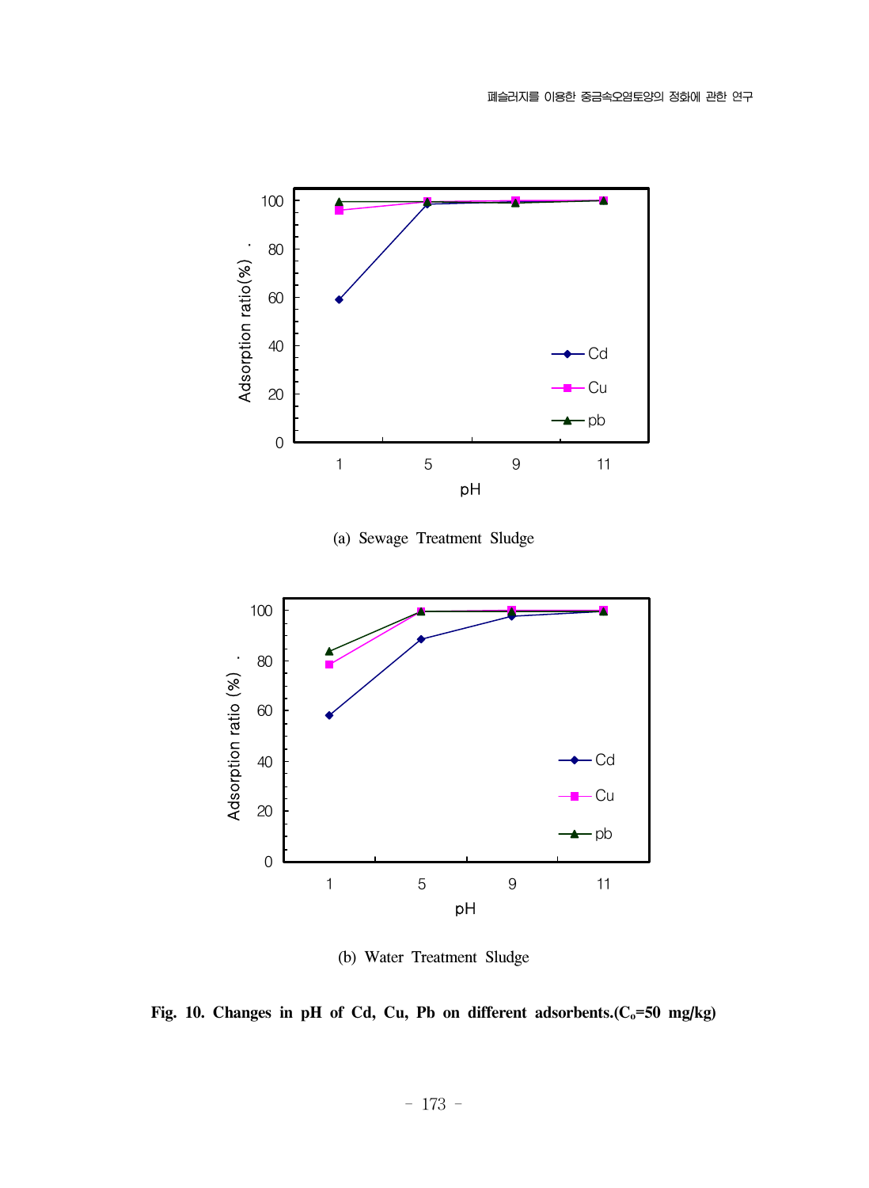(a) Sewage Treatment Sludge

(b) Water Treatment Sludge

**Fig. 10. Changes in pH of Cd, Cu, Pb on different adsorbents.($C_o$=50 mg/kg)**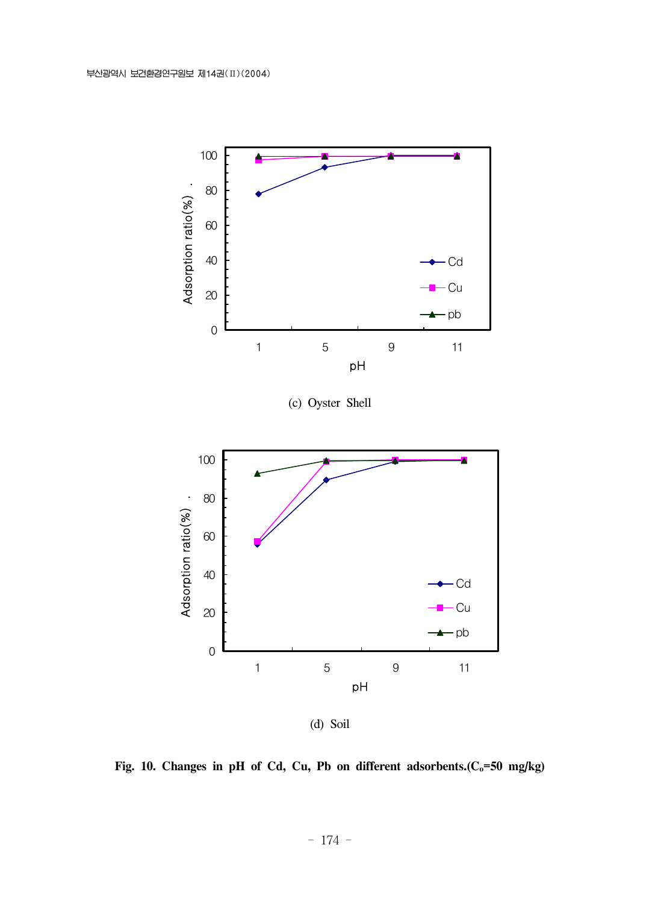(c) Oyster Shell

(d) Soil

**Fig. 10. Changes in pH of Cd, Cu, Pb on different adsorbents.($C_o$=50 mg/kg)**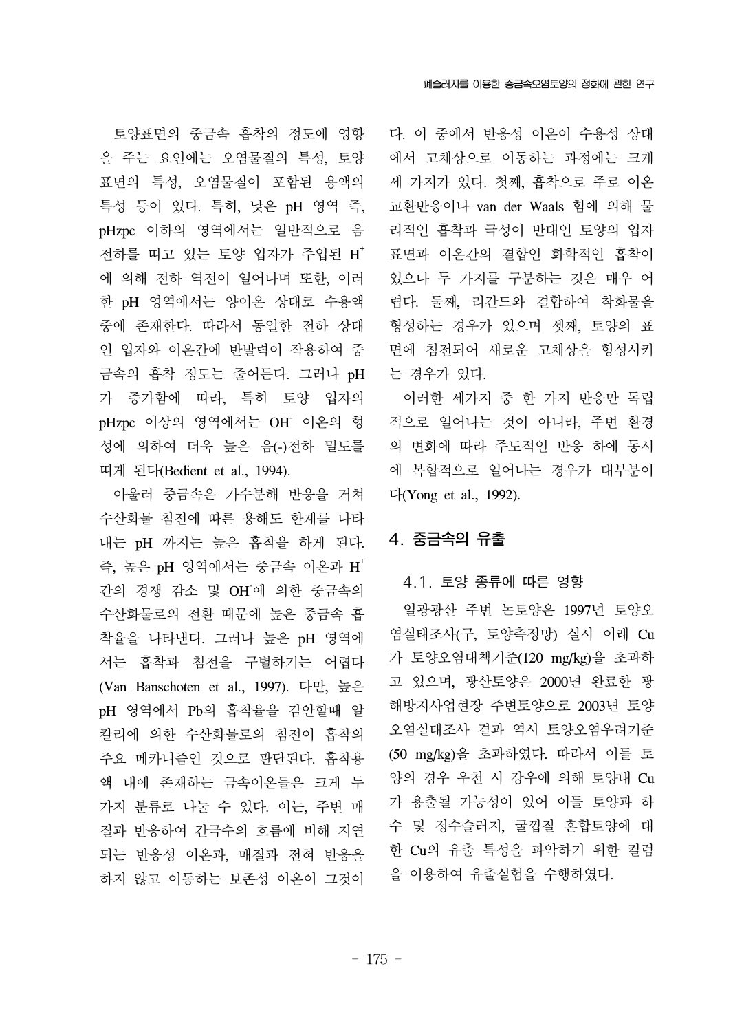토양표면의 중금속 흡착의 정도에 영향을 주는 요인에는 오염물질의 특성, 토양표면의 특성, 오염물질이 포함된 용액의 특성 등이 있다. 특히, 낮은 pH 영역 즉, pHzpc 이하의 영역에서는 일반적으로 음전하를 띠고 있는 토양 입자가 주입된 $H^+$에 의해 전하 역전이 일어나며 또한, 이러한 pH 영역에서는 양이온 상태로 수용액중에 존재한다. 따라서 동일한 전하 상태인 입자와 이온간에 반발력이 작용하여 중금속의 흡착 정도는 줄어든다. 그러나 pH가 증가함에 따라, 특히 토양 입자의 pHzpc 이상의 영역에서는 $OH^-$ 이온의 형성에 의하여 더욱 높은 음(-)전하 밀도를 띠게 된다(Bedient et al., 1994).

아울러 중금속은 가수분해 반응을 거쳐 수산화물 침전에 따른 용해도 한계를 나타내는 pH 까지는 높은 흡착을 하게 된다. 즉, 높은 pH 영역에서는 중금속 이온과 $H^+$간의 경쟁 감소 및 $OH^-$에 의한 중금속의 수산화물로의 전환 때문에 높은 중금속 흡착율을 나타낸다. 그러나 높은 pH 영역에서는 흡착과 침전을 구별하기는 어렵다(Van Banschoten et al., 1997). 다만, 높은 pH 영역에서 Pb의 흡착율을 감안할때 알칼리에 의한 수산화물로의 침전이 흡착의 주요 메카니즘인 것으로 판단된다. 흡착용액 내에 존재하는 금속이온들은 크게 두 가지 분류로 나눌 수 있다. 이는, 주변 매질과 반응하여 간극수의 흐름에 비해 지연되는 반응성 이온과, 매질과 전혀 반응을 하지 않고 이동하는 보존성 이온이 그것이다. 이 중에서 반응성 이온이 수용성 상태에서 고체상으로 이동하는 과정에는 크게 세 가지가 있다. 첫째, 흡착으로 주로 이온교환반응이나 van der Waals 힘에 의해 물리적인 흡착과 극성이 반대인 토양의 입자표면과 이온간의 결합인 화학적인 흡착이 있으나 두 가지를 구분하는 것은 매우 어렵다. 둘째, 리간드와 결합하여 착화물을 형성하는 경우가 있으며 셋째, 토양의 표면에 침전되어 새로운 고체상을 형성시키는 경우가 있다.

이러한 세가지 중 한 가지 반응만 독립적으로 일어나는 것이 아니라, 주변 환경의 변화에 따라 주도적인 반응 하에 동시에 복합적으로 일어나는 경우가 대부분이다(Yong et al., 1992).

## 4. 중금속의 유출

### 4.1. 토양 종류에 따른 영향

일광광산 주변 논토양은 1997년 토양오염실태조사(구, 토양측정망) 실시 이래 Cu가 토양오염대책기준(120 mg/kg)을 초과하고 있으며, 광산토양은 2000년 완료한 광해방지사업현장 주변토양으로 2003년 토양오염실태조사 결과 역시 토양오염우려기준(50 mg/kg)을 초과하였다. 따라서 이들 토양의 경우 우천 시 강우에 의해 토양내 Cu가 용출될 가능성이 있어 이들 토양과 하수 및 정수슬러지, 굴껍질 혼합토양에 대한 Cu의 유출 특성을 파악하기 위한 컬럼을 이용하여 유출실험을 수행하였다.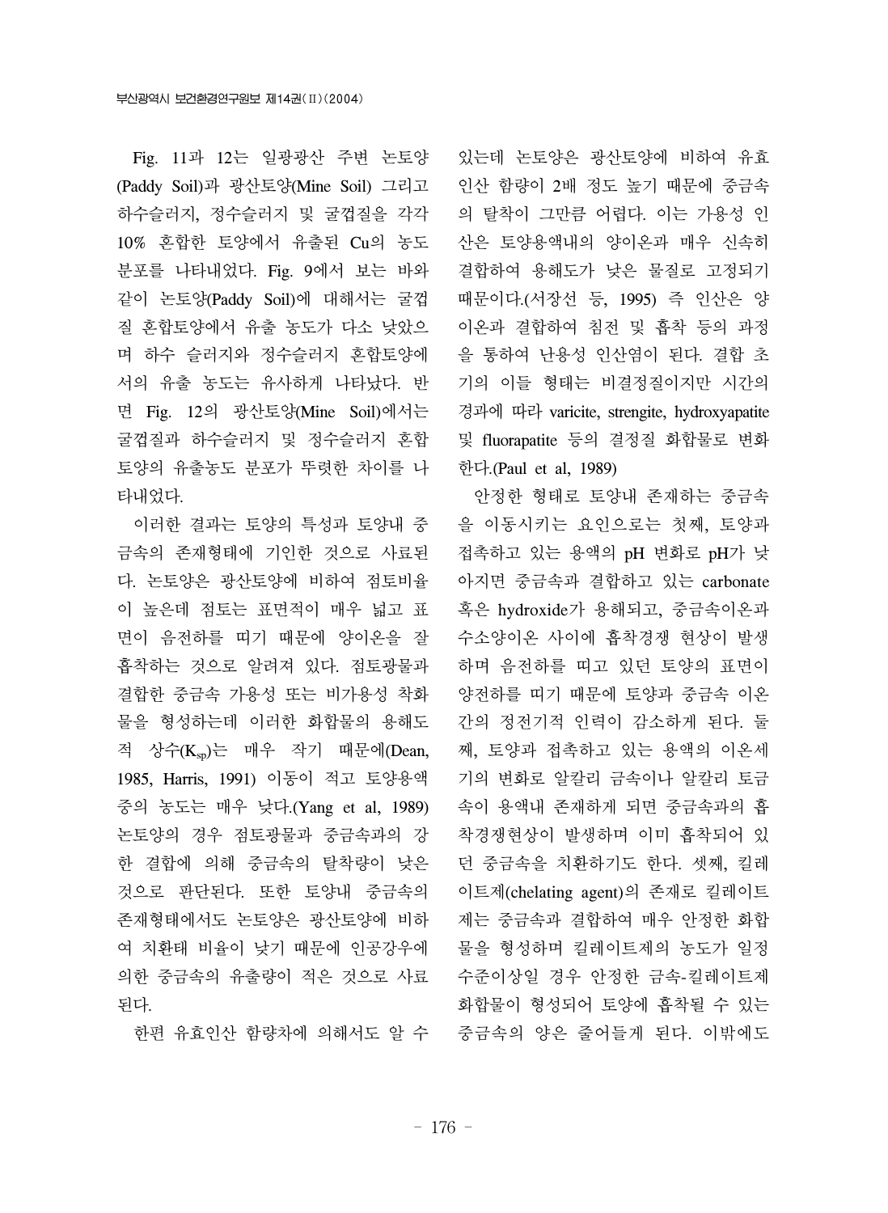Fig. 11과 12는 일광광산 주변 논토양(Paddy Soil)과 광산토양(Mine Soil) 그리고 하수슬러지, 정수슬러지 및 굴껍질을 각각 10% 혼합한 토양에서 유출된 Cu의 농도 분포를 나타내었다. Fig. 9에서 보는 바와 같이 논토양(Paddy Soil)에 대해서는 굴껍질 혼합토양에서 유출 농도가 다소 낮았으며 하수 슬러지와 정수슬러지 혼합토양에서의 유출 농도는 유사하게 나타났다. 반면 Fig. 12의 광산토양(Mine Soil)에서는 굴껍질과 하수슬러지 및 정수슬러지 혼합토양의 유출농도 분포가 뚜렷한 차이를 나타내었다.

이러한 결과는 토양의 특성과 토양내 중금속의 존재형태에 기인한 것으로 사료된다. 논토양은 광산토양에 비하여 점토비율이 높은데 점토는 표면적이 매우 넓고 표면이 음전하를 띠기 때문에 양이온을 잘 흡착하는 것으로 알려져 있다. 점토광물과 결합한 중금속 가용성 또는 비가용성 착화물을 형성하는데 이러한 화합물의 용해도적 상수($K_{sp}$)는 매우 작기 때문에(Dean, 1985, Harris, 1991) 이동이 적고 토양용액 중의 농도는 매우 낮다.(Yang et al, 1989) 논토양의 경우 점토광물과 중금속과의 강한 결합에 의해 중금속의 탈착량이 낮은 것으로 판단된다. 또한 토양내 중금속의 존재형태에서도 논토양은 광산토양에 비하여 치환태 비율이 낮기 때문에 인공강우에 의한 중금속의 유출량이 적은 것으로 사료된다.

한편 유효인산 함량차에 의해서도 알 수 있는데 논토양은 광산토양에 비하여 유효인산 함량이 2배 정도 높기 때문에 중금속의 탈착이 그만큼 어렵다. 이는 가용성 인산은 토양용액내의 양이온과 매우 신속히 결합하여 용해도가 낮은 물질로 고정되기 때문이다.(서장선 등, 1995) 즉 인산은 양이온과 결합하여 침전 및 흡착 등의 과정을 통하여 난용성 인산염이 된다. 결합 초기의 이들 형태는 비결정질이지만 시간의 경과에 따라 varicite, strengite, hydroxyapatite 및 fluorapatite 등의 결정질 화합물로 변화한다.(Paul et al, 1989)

안정한 형태로 토양내 존재하는 중금속을 이동시키는 요인으로는 첫째, 토양과 접촉하고 있는 용액의 pH 변화로 pH가 낮아지면 중금속과 결합하고 있는 carbonate 혹은 hydroxide가 용해되고, 중금속이온과 수소양이온 사이에 흡착경쟁 현상이 발생하며 음전하를 띠고 있던 토양의 표면이 양전하를 띠기 때문에 토양과 중금속 이온간의 정전기적 인력이 감소하게 된다. 둘째, 토양과 접촉하고 있는 용액의 이온세기의 변화로 알칼리 금속이나 알칼리 토금속이 용액내 존재하게 되면 중금속과의 흡착경쟁현상이 발생하며 이미 흡착되어 있던 중금속을 치환하기도 한다. 셋째, 킬레이트제(chelating agent)의 존재로 킬레이트제는 중금속과 결합하여 매우 안정한 화합물을 형성하며 킬레이트제의 농도가 일정 수준이상일 경우 안정한 금속-킬레이트제 화합물이 형성되어 토양에 흡착될 수 있는 중금속의 양은 줄어들게 된다. 이밖에도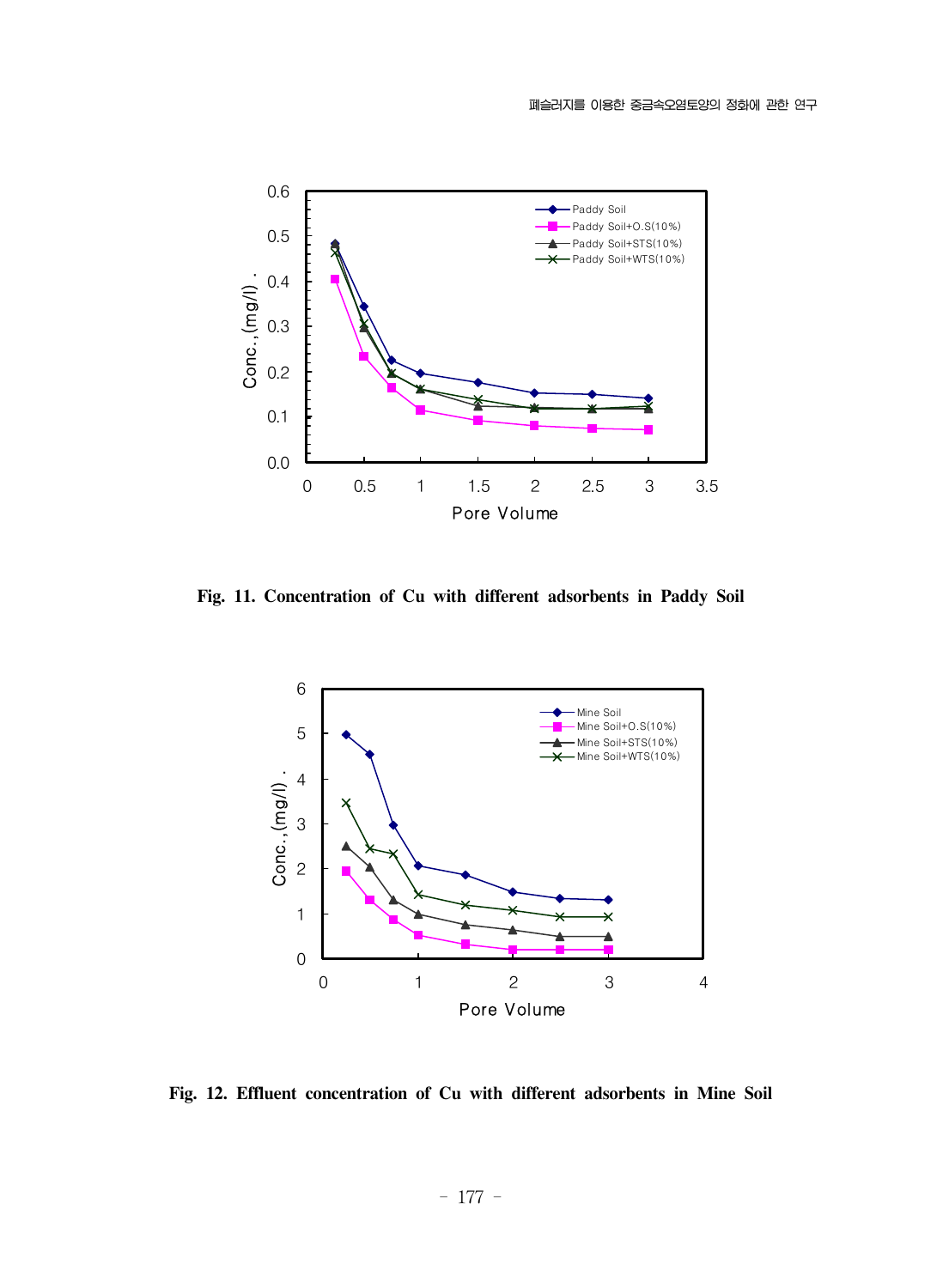Fig. 11. Concentration of Cu with different adsorbents in Paddy Soil

Fig. 12. Effluent concentration of Cu with different adsorbents in Mine Soil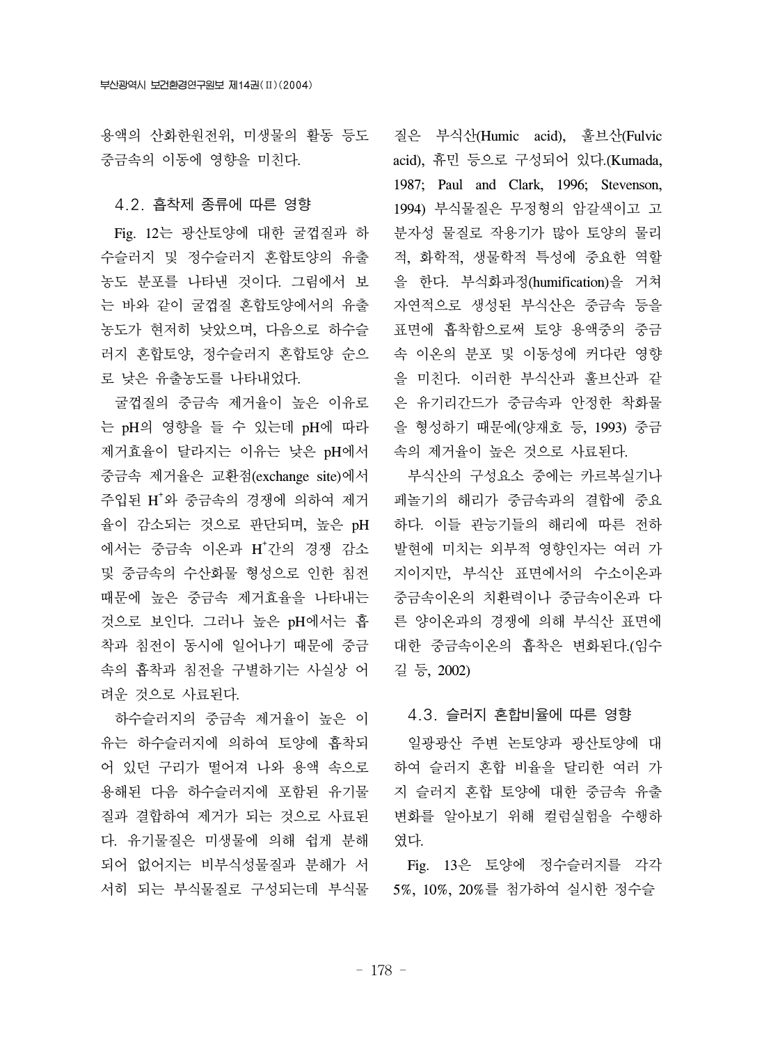용액의 산화한원전위, 미생물의 활동 등도 중금속의 이동에 영향을 미친다.

### 4.2. 흡착제 종류에 따른 영향

Fig. 12는 광산토양에 대한 굴껍질과 하수슬러지 및 정수슬러지 혼합토양의 유출농도 분포를 나타낸 것이다. 그림에서 보는 바와 같이 굴껍질 혼합토양에서의 유출농도가 현저히 낮았으며, 다음으로 하수슬러지 혼합토양, 정수슬러지 혼합토양 순으로 낮은 유출농도를 나타내었다.

굴껍질의 중금속 제거율이 높은 이유로는 pH의 영향을 들 수 있는데 pH에 따라 제거효율이 달라지는 이유는 낮은 pH에서 중금속 제거율은 교환점(exchange site)에서 주입된 $H^+$와 중금속의 경쟁에 의하여 제거율이 감소되는 것으로 판단되며, 높은 pH에서는 중금속 이온과 $H^+$간의 경쟁 감소 및 중금속의 수산화물 형성으로 인한 침전 때문에 높은 중금속 제거효율을 나타내는 것으로 보인다. 그러나 높은 pH에서는 흡착과 침전이 동시에 일어나기 때문에 중금속의 흡착과 침전을 구별하기는 사실상 어려운 것으로 사료된다.

하수슬러지의 중금속 제거율이 높은 이유는 하수슬러지에 의하여 토양에 흡착되어 있던 구리가 떨어져 나와 용액 속으로 용해된 다음 하수슬러지에 포함된 유기물질과 결합하여 제거가 되는 것으로 사료된다. 유기물질은 미생물에 의해 쉽게 분해되어 없어지는 비부식성물질과 분해가 서서히 되는 부식물질로 구성되는데 부식물질은 부식산(Humic acid), 훌브산(Fulvic acid), 휴민 등으로 구성되어 있다.(Kumada, 1987; Paul and Clark, 1996; Stevenson, 1994) 부식물질은 무정형의 암갈색이고 고분자성 물질로 작용기가 많아 토양의 물리적, 화학적, 생물학적 특성에 중요한 역할을 한다. 부식화과정(humification)을 거쳐 자연적으로 생성된 부식산은 중금속 등을 표면에 흡착함으로써 토양 용액중의 중금속 이온의 분포 및 이동성에 커다란 영향을 미친다. 이러한 부식산과 훌브산과 같은 유기리간드가 중금속과 안정한 착화물을 형성하기 때문에(양재호 등, 1993) 중금속의 제거율이 높은 것으로 사료된다.

부식산의 구성요소 중에는 카르복실기나 페놀기의 해리가 중금속과의 결합에 중요하다. 이들 관능기들의 해리에 따른 전하 발현에 미치는 외부적 영향인자는 여러 가지이지만, 부식산 표면에서의 수소이온과 중금속이온의 치환력이나 중금속이온과 다른 양이온과의 경쟁에 의해 부식산 표면에 대한 중금속이온의 흡착은 변화된다.(임수길 등, 2002)

### 4.3. 슬러지 혼합비율에 따른 영향

일광광산 주변 논토양과 광산토양에 대하여 슬러지 혼합 비율을 달리한 여러 가지 슬러지 혼합 토양에 대한 중금속 유출 변화를 알아보기 위해 컬럼실험을 수행하였다.

Fig. 13은 토양에 정수슬러지를 각각 5%, 10%, 20%를 첨가하여 실시한 정수슬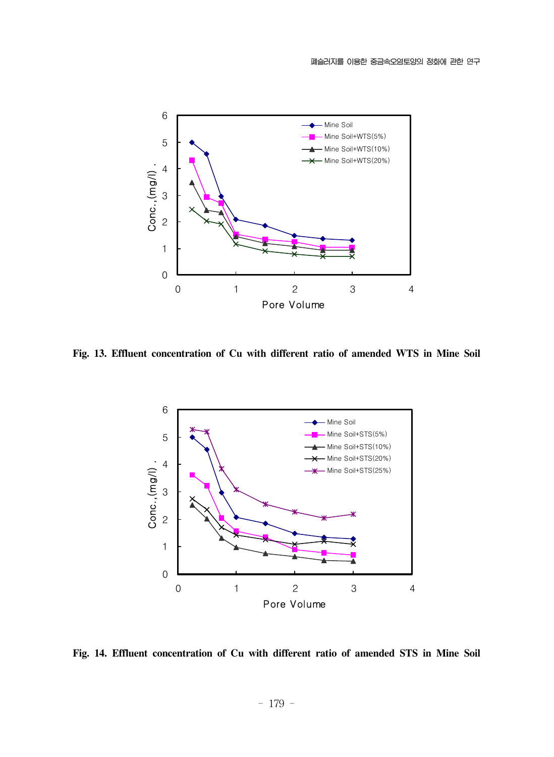Fig. 13. Effluent concentration of Cu with different ratio of amended WTS in Mine Soil

Fig. 14. Effluent concentration of Cu with different ratio of amended STS in Mine Soil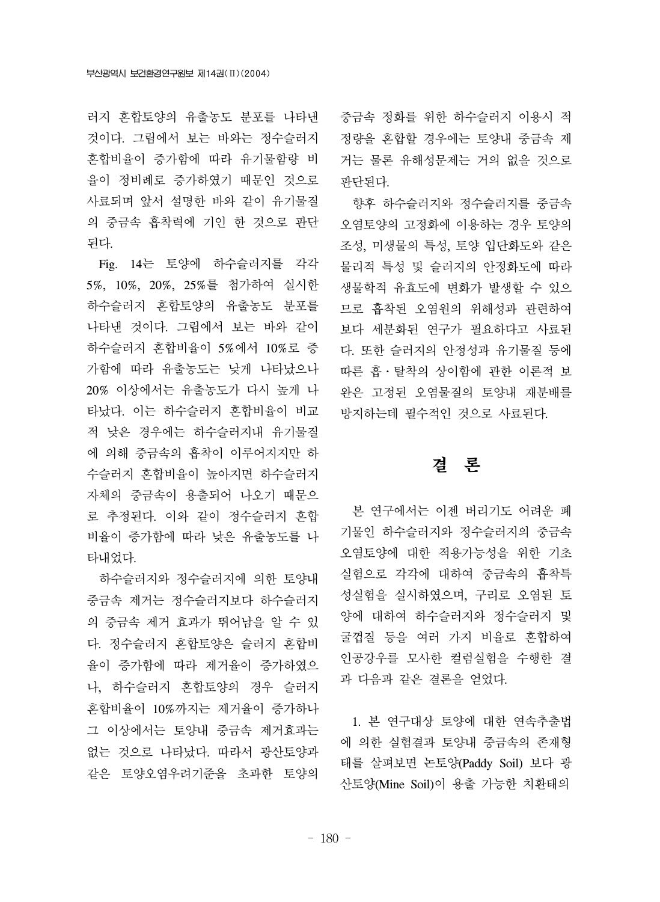러지 혼합토양의 유출농도 분포를 나타낸 것이다. 그림에서 보는 바와는 정수슬러지 혼합비율이 증가함에 따라 유기물함량 비율이 정비례로 증가하였기 때문인 것으로 사료되며 앞서 설명한 바와 같이 유기물질의 중금속 흡착력에 기인 한 것으로 판단된다.

Fig. 14는 토양에 하수슬러지를 각각 5%, 10%, 20%, 25%를 첨가하여 실시한 하수슬러지 혼합토양의 유출농도 분포를 나타낸 것이다. 그림에서 보는 바와 같이 하수슬러지 혼합비율이 5%에서 10%로 증가함에 따라 유출농도는 낮게 나타났으나 20% 이상에서는 유출농도가 다시 높게 나타났다. 이는 하수슬러지 혼합비율이 비교적 낮은 경우에는 하수슬러지내 유기물질에 의해 중금속의 흡착이 이루어지지만 하수슬러지 혼합비율이 높아지면 하수슬러지 자체의 중금속이 용출되어 나오기 때문으로 추정된다. 이와 같이 정수슬러지 혼합비율이 증가함에 따라 낮은 유출농도를 나타내었다.

하수슬러지와 정수슬러지에 의한 토양내 중금속 제거는 정수슬러지보다 하수슬러지의 중금속 제거 효과가 뛰어남을 알 수 있다. 정수슬러지 혼합토양은 슬러지 혼합비율이 증가함에 따라 제거율이 증가하였으나, 하수슬러지 혼합토양의 경우 슬러지 혼합비율이 10%까지는 제거율이 증가하나 그 이상에서는 토양내 중금속 제거효과는 없는 것으로 나타났다. 따라서 광산토양과 같은 토양오염우려기준을 초과한 토양의 중금속 정화를 위한 하수슬러지 이용시 적정량을 혼합할 경우에는 토양내 중금속 제거는 물론 유해성문제는 거의 없을 것으로 판단된다.

향후 하수슬러지와 정수슬러지를 중금속 오염토양의 고정화에 이용하는 경우 토양의 조성, 미생물의 특성, 토양 입단화도와 같은 물리적 특성 및 슬러지의 안정화도에 따라 생물학적 유효도에 변화가 발생할 수 있으므로 흡착된 오염원의 위해성과 관련하여 보다 세분화된 연구가 필요하다고 사료된다. 또한 슬러지의 안정성과 유기물질 등에 따른 흡·탈착의 상이함에 관한 이론적 보완은 고정된 오염물질의 토양내 재분배를 방지하는데 필수적인 것으로 사료된다.

# 결 론

본 연구에서는 이젠 버리기도 어려운 폐기물인 하수슬러지와 정수슬러지의 중금속 오염토양에 대한 적용가능성을 위한 기초실험으로 각각에 대하여 중금속의 흡착특성실험을 실시하였으며, 구리로 오염된 토양에 대하여 하수슬러지와 정수슬러지 및 굴껍질 등을 여러 가지 비율로 혼합하여 인공강우를 모사한 컬럼실험을 수행한 결과 다음과 같은 결론을 얻었다.

1. 본 연구대상 토양에 대한 연속추출법에 의한 실험결과 토양내 중금속의 존재형태를 살펴보면 논토양(Paddy Soil) 보다 광산토양(Mine Soil)이 용출 가능한 치환태의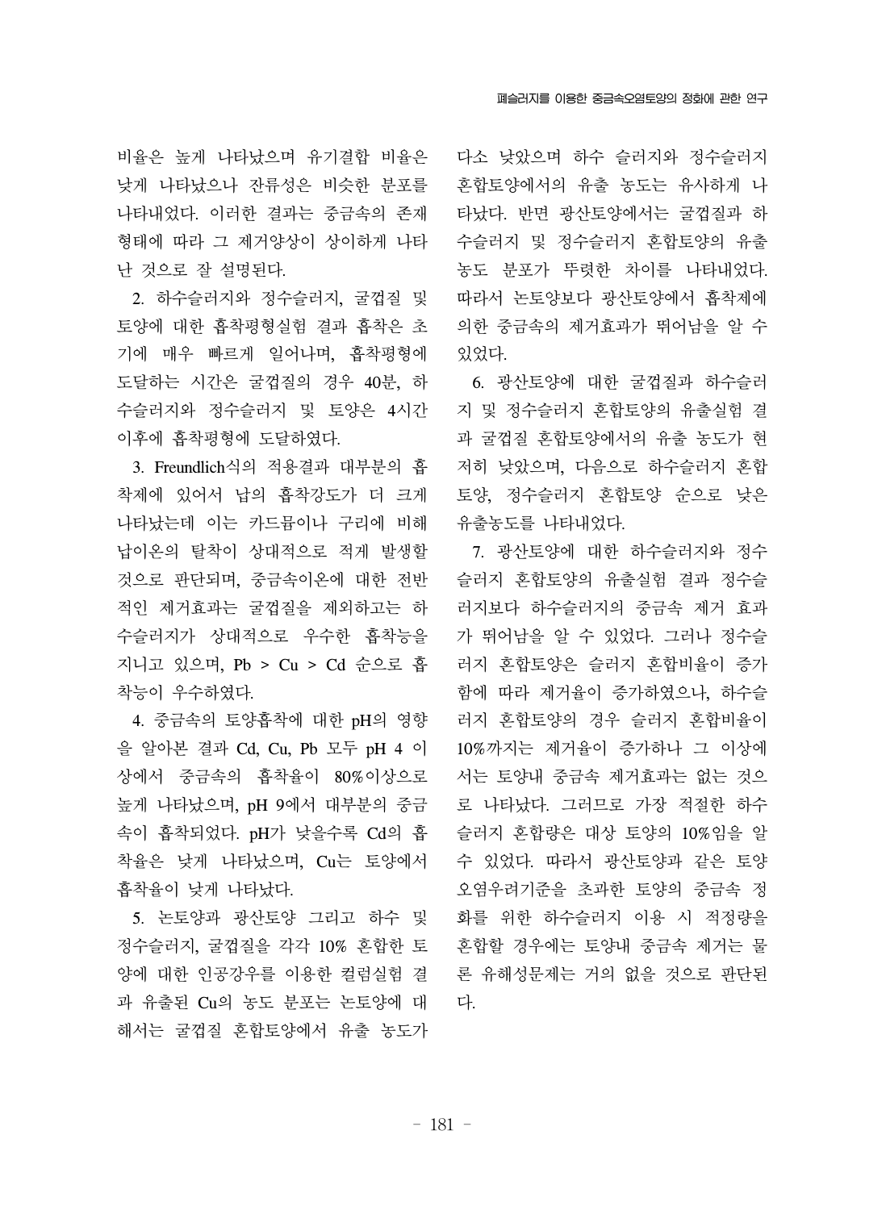비율은 높게 나타났으며 유기결합 비율은 낮게 나타났으나 잔류성은 비슷한 분포를 나타내었다. 이러한 결과는 중금속의 존재 형태에 따라 그 제거양상이 상이하게 나타난 것으로 잘 설명된다.

2. 하수슬러지와 정수슬러지, 굴껍질 및 토양에 대한 흡착평형실험 결과 흡착은 초기에 매우 빠르게 일어나며, 흡착평형에 도달하는 시간은 굴껍질의 경우 40분, 하수슬러지와 정수슬러지 및 토양은 4시간 이후에 흡착평형에 도달하였다.

3. Freundlich식의 적용결과 대부분의 흡착제에 있어서 납의 흡착강도가 더 크게 나타났는데 이는 카드뮴이나 구리에 비해 납이온의 탈착이 상대적으로 적게 발생할 것으로 판단되며, 중금속이온에 대한 전반적인 제거효과는 굴껍질을 제외하고는 하수슬러지가 상대적으로 우수한 흡착능을 지니고 있으며, Pb > Cu > Cd 순으로 흡착능이 우수하였다.

4. 중금속의 토양흡착에 대한 pH의 영향을 알아본 결과 Cd, Cu, Pb 모두 pH 4 이상에서 중금속의 흡착율이 80%이상으로 높게 나타났으며, pH 9에서 대부분의 중금속이 흡착되었다. pH가 낮을수록 Cd의 흡착율은 낮게 나타났으며, Cu는 토양에서 흡착율이 낮게 나타났다.

5. 논토양과 광산토양 그리고 하수 및 정수슬러지, 굴껍질을 각각 10% 혼합한 토양에 대한 인공강우를 이용한 컬럼실험 결과 유출된 Cu의 농도 분포는 논토양에 대해서는 굴껍질 혼합토양에서 유출 농도가 다소 낮았으며 하수 슬러지와 정수슬러지 혼합토양에서의 유출 농도는 유사하게 나타났다. 반면 광산토양에서는 굴껍질과 하수슬러지 및 정수슬러지 혼합토양의 유출 농도 분포가 뚜렷한 차이를 나타내었다. 따라서 논토양보다 광산토양에서 흡착제에 의한 중금속의 제거효과가 뛰어남을 알 수 있었다.

6. 광산토양에 대한 굴껍질과 하수슬러지 및 정수슬러지 혼합토양의 유출실험 결과 굴껍질 혼합토양에서의 유출 농도가 현저히 낮았으며, 다음으로 하수슬러지 혼합토양, 정수슬러지 혼합토양 순으로 낮은 유출농도를 나타내었다.

7. 광산토양에 대한 하수슬러지와 정수슬러지 혼합토양의 유출실험 결과 정수슬러지보다 하수슬러지의 중금속 제거 효과가 뛰어남을 알 수 있었다. 그러나 정수슬러지 혼합토양은 슬러지 혼합비율이 증가함에 따라 제거율이 증가하였으나, 하수슬러지 혼합토양의 경우 슬러지 혼합비율이 10%까지는 제거율이 증가하나 그 이상에서는 토양내 중금속 제거효과는 없는 것으로 나타났다. 그러므로 가장 적절한 하수슬러지 혼합량은 대상 토양의 10%임을 알 수 있었다. 따라서 광산토양과 같은 토양오염우려기준을 초과한 토양의 중금속 정화를 위한 하수슬러지 이용 시 적정량을 혼합할 경우에는 토양내 중금속 제거는 물론 유해성문제는 거의 없을 것으로 판단된다.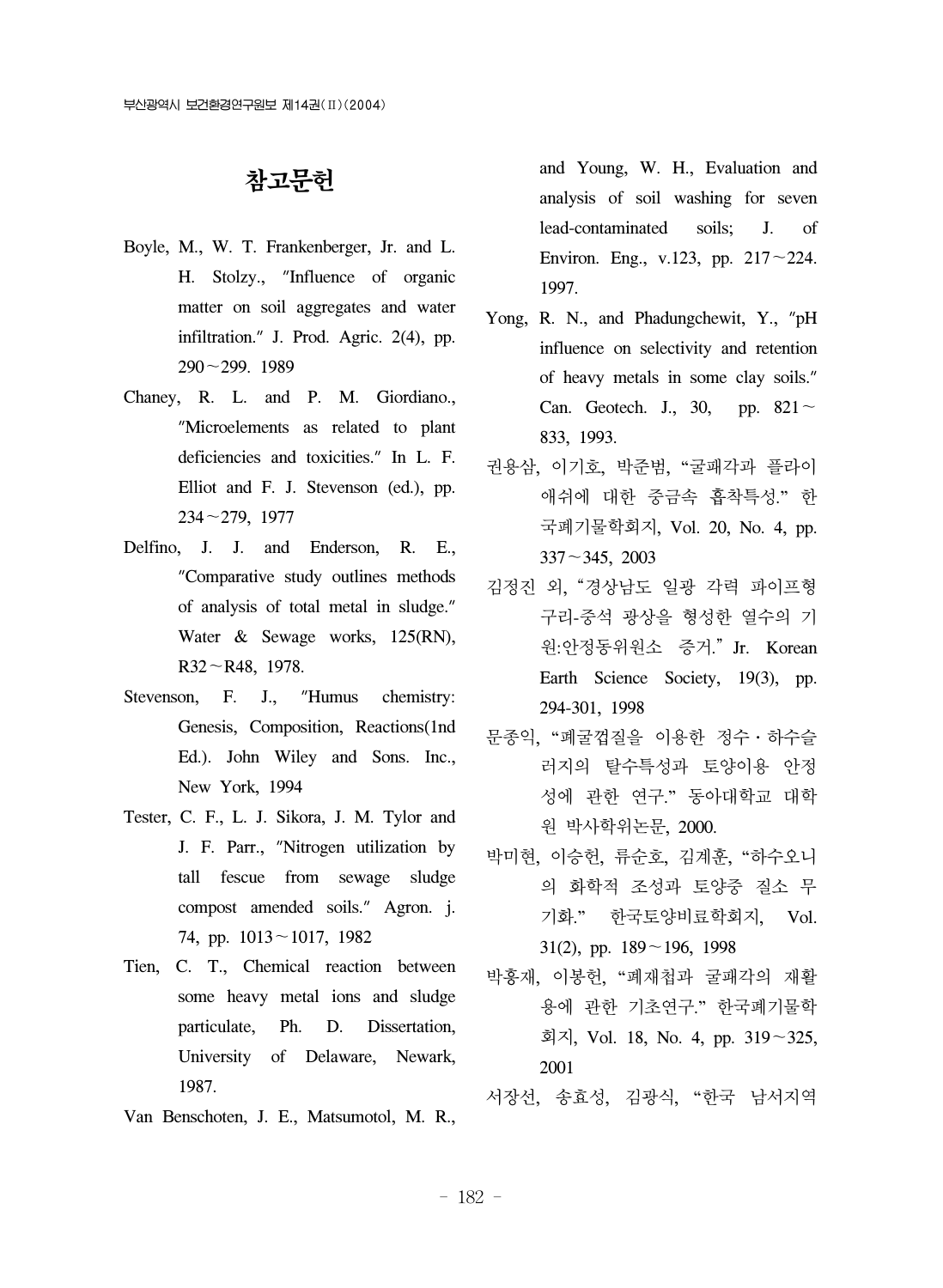# 참고문헌

Boyle, M., W. T. Frankenberger, Jr. and L. H. Stolzy., "Influence of organic matter on soil aggregates and water infiltration." J. Prod. Agric. 2(4), pp. 290～299. 1989

Chaney, R. L. and P. M. Giordiano., "Microelements as related to plant deficiencies and toxicities." In L. F. Elliot and F. J. Stevenson (ed.), pp. 234～279, 1977

Delfino, J. J. and Enderson, R. E., "Comparative study outlines methods of analysis of total metal in sludge." Water & Sewage works, 125(RN), R32～R48, 1978.

Stevenson, F. J., "Humus chemistry: Genesis, Composition, Reactions(1nd Ed.). John Wiley and Sons. Inc., New York, 1994

Tester, C. F., L. J. Sikora, J. M. Tylor and J. F. Parr., "Nitrogen utilization by tall fescue from sewage sludge compost amended soils." Agron. j. 74, pp. 1013～1017, 1982

Tien, C. T., Chemical reaction between some heavy metal ions and sludge particulate, Ph. D. Dissertation, University of Delaware, Newark, 1987.

Van Benschoten, J. E., Matsumotol, M. R., and Young, W. H., Evaluation and analysis of soil washing for seven lead-contaminated soils; J. of Environ. Eng., v.123, pp. 217～224. 1997.

Yong, R. N., and Phadungchewit, Y., "pH influence on selectivity and retention of heavy metals in some clay soils." Can. Geotech. J., 30, pp. 821～833, 1993.

권용삼, 이기호, 박준범, "굴패각과 플라이애쉬에 대한 중금속 흡착특성." 한국폐기물학회지, Vol. 20, No. 4, pp. 337～345, 2003

김정진 외, "경상남도 일광 각력 파이프형 구리-중석 광상을 형성한 열수의 기원:안정동위원소 증거." Jr. Korean Earth Science Society, 19(3), pp. 294-301, 1998

문종익, "폐굴껍질을 이용한 정수·하수슬러지의 탈수특성과 토양이용 안정성에 관한 연구." 동아대학교 대학원 박사학위논문, 2000.

박미현, 이승헌, 류순호, 김계훈, "하수오니의 화학적 조성과 토양중 질소 무기화." 한국토양비료학회지, Vol. 31(2), pp. 189～196, 1998

박홍재, 이봉헌, "폐재첩과 굴패각의 재활용에 관한 기초연구." 한국폐기물학회지, Vol. 18, No. 4, pp. 319～325, 2001

서장선, 송효성, 김광식, "한국 남서지역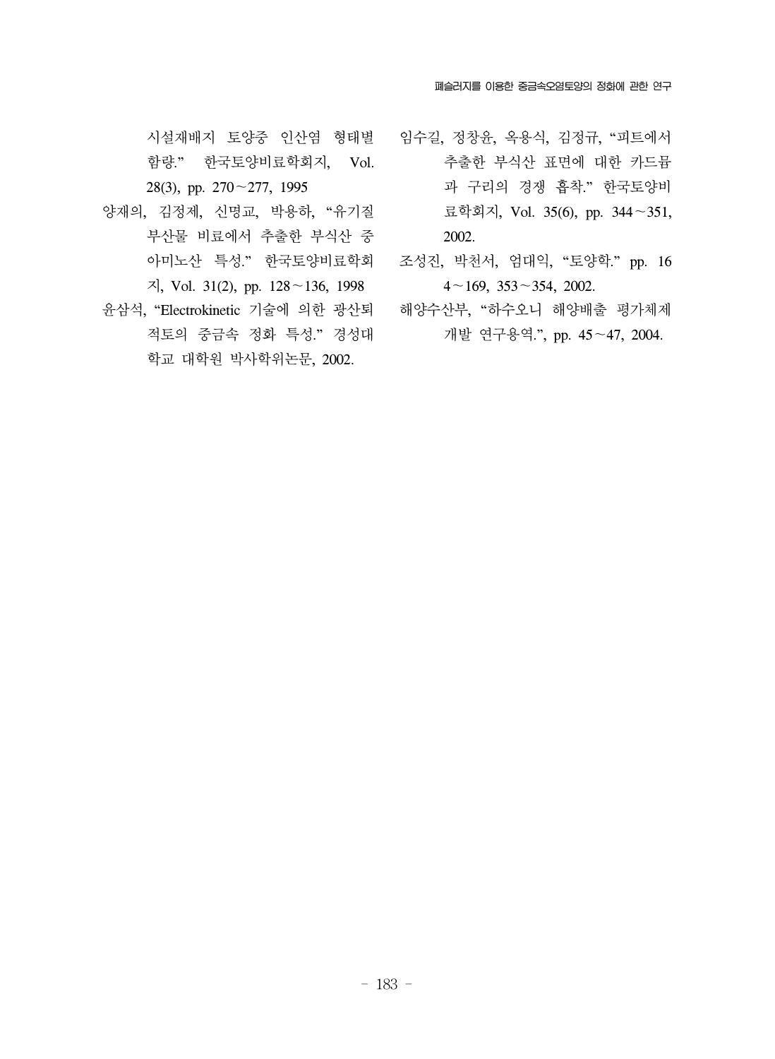시설재배지 토양중 인산염 형태별 함량." 한국토양비료학회지, Vol. 28(3), pp. 270～277, 1995

양재의, 김정제, 신명교, 박용하, "유기질 부산물 비료에서 추출한 부식산 중 아미노산 특성." 한국토양비료학회지, Vol. 31(2), pp. 128～136, 1998

윤삼석, "Electrokinetic 기술에 의한 광산퇴적토의 중금속 정화 특성." 경성대학교 대학원 박사학위논문, 2002.

임수길, 정창윤, 옥용식, 김정규, "피트에서 추출한 부식산 표면에 대한 카드뮴과 구리의 경쟁 흡착." 한국토양비료학회지, Vol. 35(6), pp. 344～351, 2002.

조성진, 박천서, 엄대익, "토양학." pp. 164～169, 353～354, 2002.

해양수산부, "하수오니 해양배출 평가체제 개발 연구용역.", pp. 45～47, 2004.